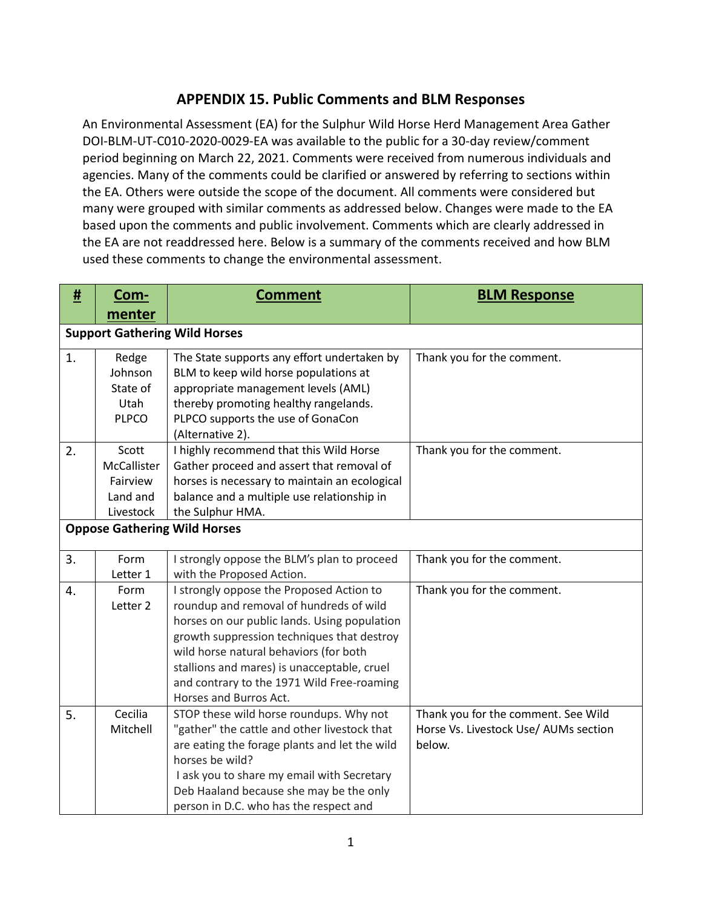## APPENDIX 15. Public Comments and BLM Responses

An Environmental Assessment (EA) for the Sulphur Wild Horse Herd Management Area Gather DOI-BLM-UT-C010-2020-0029-EA was available to the public for a 30-day review/comment period beginning on March 22, 2021. Comments were received from numerous individuals and agencies. Many of the comments could be clarified or answered by referring to sections within the EA. Others were outside the scope of the document. All comments were considered but many were grouped with similar comments as addressed below. Changes were made to the EA based upon the comments and public involvement. Comments which are clearly addressed in the EA are not readdressed here. Below is a summary of the comments received and how BLM used these comments to change the environmental assessment.

| # | Com-menter | Comment | BLM Response |
|---|---|---|---|
| **Support Gathering Wild Horses** | | | |
| 1. | Redge Johnson State of Utah PLPCO | The State supports any effort undertaken by BLM to keep wild horse populations at appropriate management levels (AML) thereby promoting healthy rangelands. PLPCO supports the use of GonaCon (Alternative 2). | Thank you for the comment. |
| 2. | Scott McCallister Fairview Land and Livestock | I highly recommend that this Wild Horse Gather proceed and assert that removal of horses is necessary to maintain an ecological balance and a multiple use relationship in the Sulphur HMA. | Thank you for the comment. |
| **Oppose Gathering Wild Horses** | | | |
| 3. | Form Letter 1 | I strongly oppose the BLM's plan to proceed with the Proposed Action. | Thank you for the comment. |
| 4. | Form Letter 2 | I strongly oppose the Proposed Action to roundup and removal of hundreds of wild horses on our public lands. Using population growth suppression techniques that destroy wild horse natural behaviors (for both stallions and mares) is unacceptable, cruel and contrary to the 1971 Wild Free-roaming Horses and Burros Act. | Thank you for the comment. |
| 5. | Cecilia Mitchell | STOP these wild horse roundups. Why not "gather" the cattle and other livestock that are eating the forage plants and let the wild horses be wild?<br>I ask you to share my email with Secretary Deb Haaland because she may be the only person in D.C. who has the respect and | Thank you for the comment. See Wild Horse Vs. Livestock Use/ AUMs section below. |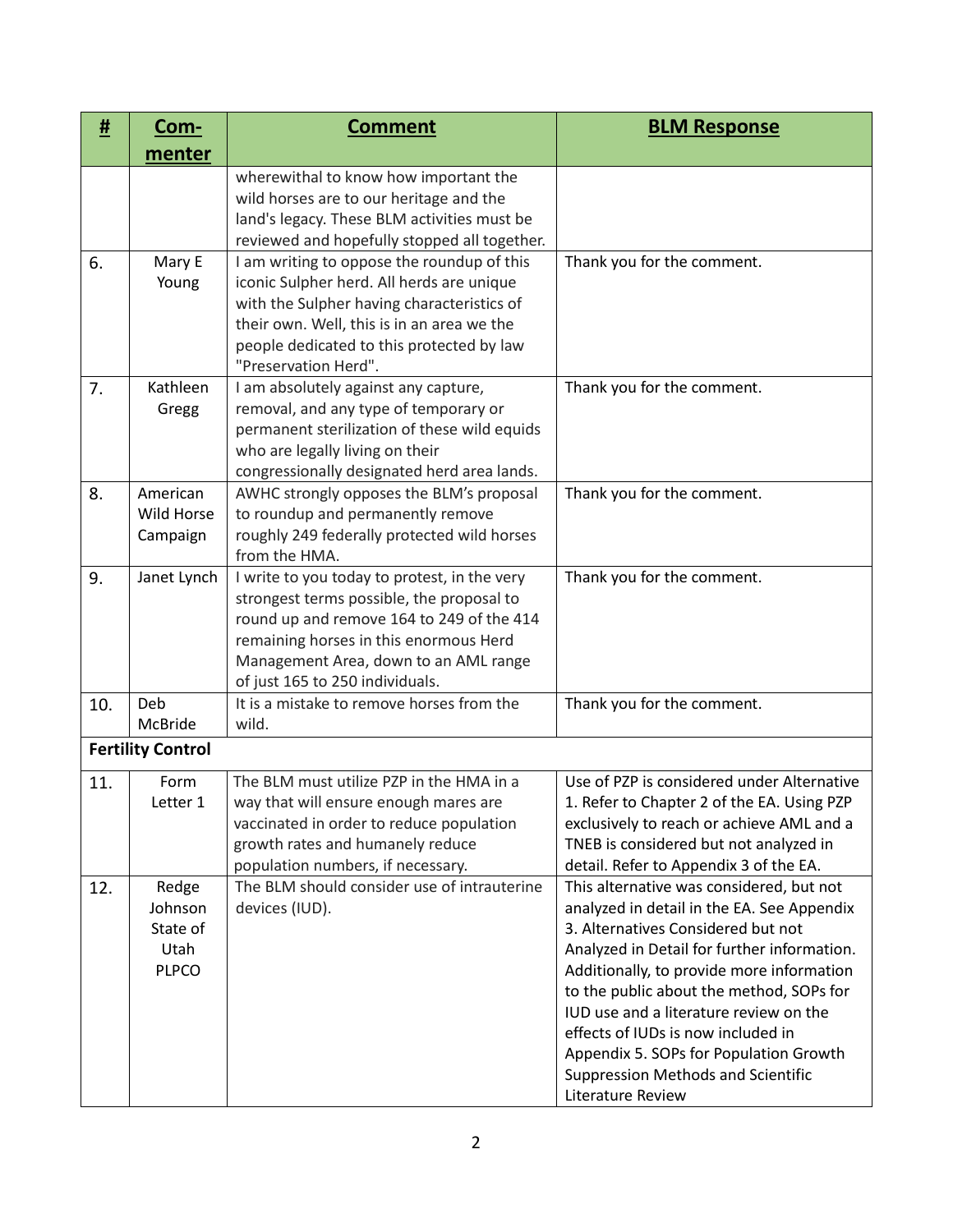| # | Commenter | Comment | BLM Response |
|---|---|---|---|
| | | wherewithal to know how important the wild horses are to our heritage and the land's legacy. These BLM activities must be reviewed and hopefully stopped all together. | |
| 6. | Mary E Young | I am writing to oppose the roundup of this iconic Sulpher herd. All herds are unique with the Sulpher having characteristics of their own. Well, this is in an area we the people dedicated to this protected by law "Preservation Herd". | Thank you for the comment. |
| 7. | Kathleen Gregg | I am absolutely against any capture, removal, and any type of temporary or permanent sterilization of these wild equids who are legally living on their congressionally designated herd area lands. | Thank you for the comment. |
| 8. | American Wild Horse Campaign | AWHC strongly opposes the BLM's proposal to roundup and permanently remove roughly 249 federally protected wild horses from the HMA. | Thank you for the comment. |
| 9. | Janet Lynch | I write to you today to protest, in the very strongest terms possible, the proposal to round up and remove 164 to 249 of the 414 remaining horses in this enormous Herd Management Area, down to an AML range of just 165 to 250 individuals. | Thank you for the comment. |
| 10. | Deb McBride | It is a mistake to remove horses from the wild. | Thank you for the comment. |
| **Fertility Control** | | | |
| 11. | Form Letter 1 | The BLM must utilize PZP in the HMA in a way that will ensure enough mares are vaccinated in order to reduce population growth rates and humanely reduce population numbers, if necessary. | Use of PZP is considered under Alternative 1. Refer to Chapter 2 of the EA. Using PZP exclusively to reach or achieve AML and a TNEB is considered but not analyzed in detail. Refer to Appendix 3 of the EA. |
| 12. | Redge Johnson State of Utah PLPCO | The BLM should consider use of intrauterine devices (IUD). | This alternative was considered, but not analyzed in detail in the EA. See Appendix 3. Alternatives Considered but not Analyzed in Detail for further information. Additionally, to provide more information to the public about the method, SOPs for IUD use and a literature review on the effects of IUDs is now included in Appendix 5. SOPs for Population Growth Suppression Methods and Scientific Literature Review |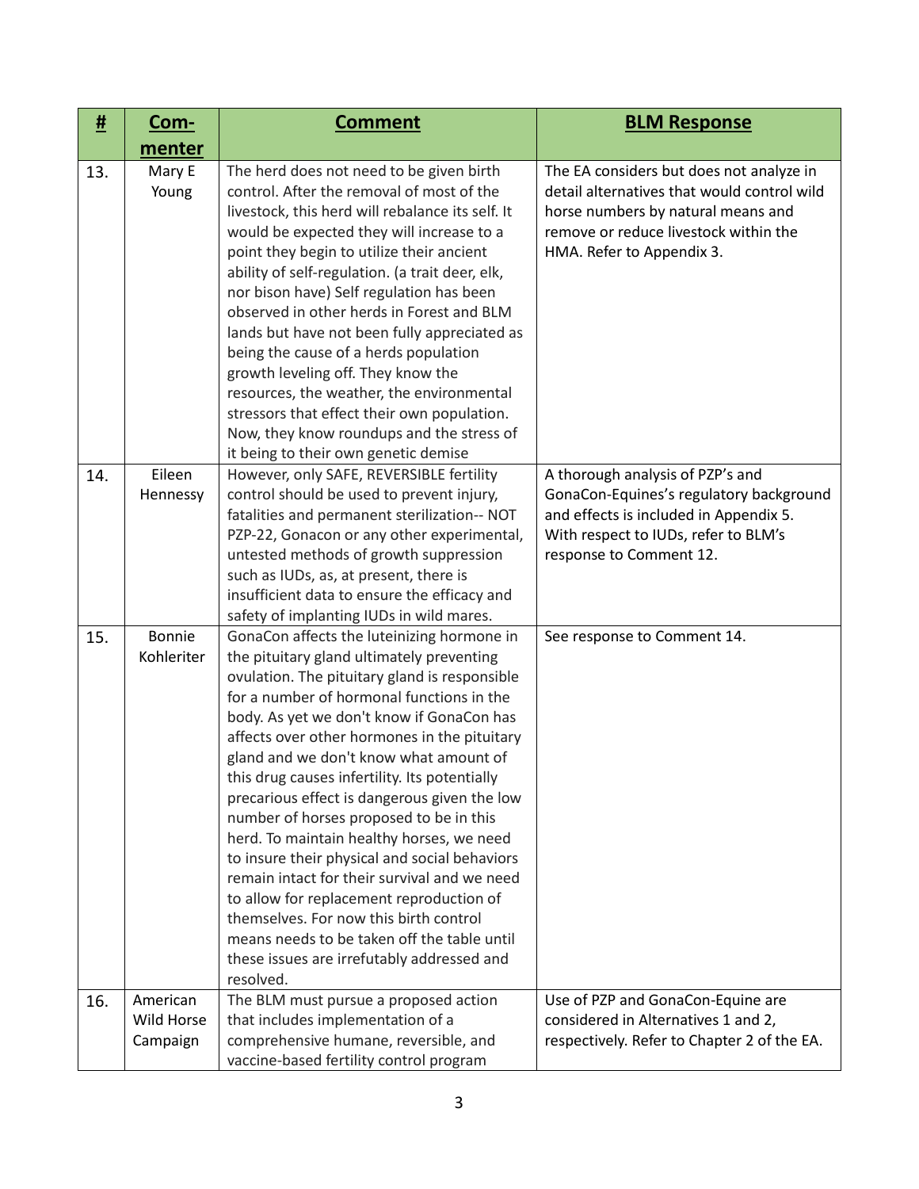| # | Com-menter | Comment | BLM Response |
|---|---|---|---|
| 13. | Mary E Young | The herd does not need to be given birth control. After the removal of most of the livestock, this herd will rebalance its self. It would be expected they will increase to a point they begin to utilize their ancient ability of self-regulation. (a trait deer, elk, nor bison have) Self regulation has been observed in other herds in Forest and BLM lands but have not been fully appreciated as being the cause of a herds population growth leveling off. They know the resources, the weather, the environmental stressors that effect their own population. Now, they know roundups and the stress of it being to their own genetic demise | The EA considers but does not analyze in detail alternatives that would control wild horse numbers by natural means and remove or reduce livestock within the HMA. Refer to Appendix 3. |
| 14. | Eileen Hennessy | However, only SAFE, REVERSIBLE fertility control should be used to prevent injury, fatalities and permanent sterilization-- NOT PZP-22, Gonacon or any other experimental, untested methods of growth suppression such as IUDs, as, at present, there is insufficient data to ensure the efficacy and safety of implanting IUDs in wild mares. | A thorough analysis of PZP's and GonaCon-Equines's regulatory background and effects is included in Appendix 5. With respect to IUDs, refer to BLM's response to Comment 12. |
| 15. | Bonnie Kohleriter | GonaCon affects the luteinizing hormone in the pituitary gland ultimately preventing ovulation. The pituitary gland is responsible for a number of hormonal functions in the body. As yet we don't know if GonaCon has affects over other hormones in the pituitary gland and we don't know what amount of this drug causes infertility. Its potentially precarious effect is dangerous given the low number of horses proposed to be in this herd. To maintain healthy horses, we need to insure their physical and social behaviors remain intact for their survival and we need to allow for replacement reproduction of themselves. For now this birth control means needs to be taken off the table until these issues are irrefutably addressed and resolved. | See response to Comment 14. |
| 16. | American Wild Horse Campaign | The BLM must pursue a proposed action that includes implementation of a comprehensive humane, reversible, and vaccine-based fertility control program | Use of PZP and GonaCon-Equine are considered in Alternatives 1 and 2, respectively. Refer to Chapter 2 of the EA. |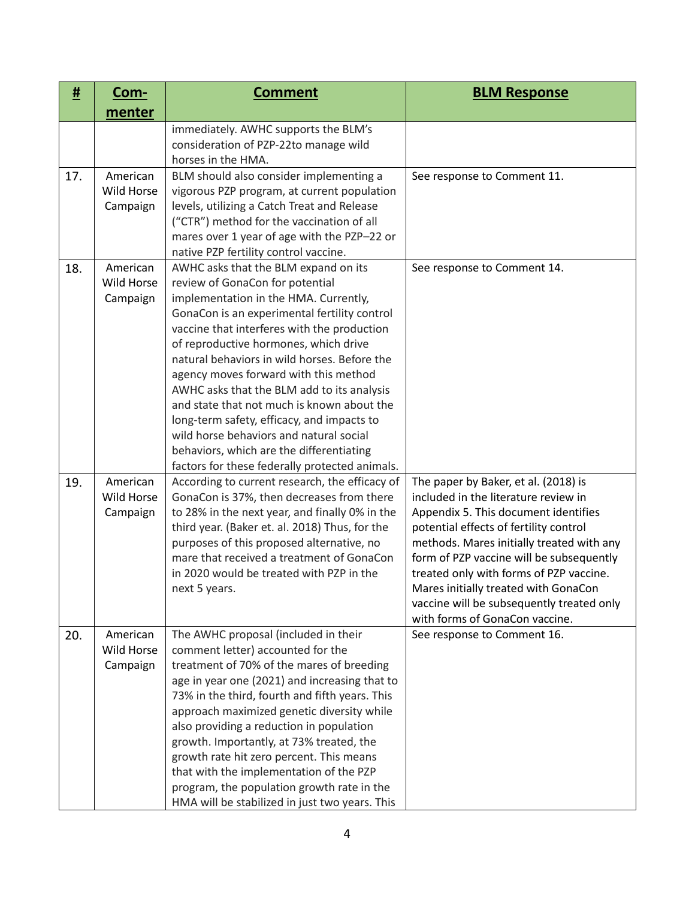| # | Com-menter | Comment | BLM Response |
|---|---|---|---|
| | | immediately. AWHC supports the BLM's consideration of PZP-22to manage wild horses in the HMA. | |
| 17. | American Wild Horse Campaign | BLM should also consider implementing a vigorous PZP program, at current population levels, utilizing a Catch Treat and Release ("CTR") method for the vaccination of all mares over 1 year of age with the PZP–22 or native PZP fertility control vaccine. | See response to Comment 11. |
| 18. | American Wild Horse Campaign | AWHC asks that the BLM expand on its review of GonaCon for potential implementation in the HMA. Currently, GonaCon is an experimental fertility control vaccine that interferes with the production of reproductive hormones, which drive natural behaviors in wild horses. Before the agency moves forward with this method AWHC asks that the BLM add to its analysis and state that not much is known about the long-term safety, efficacy, and impacts to wild horse behaviors and natural social behaviors, which are the differentiating factors for these federally protected animals. | See response to Comment 14. |
| 19. | American Wild Horse Campaign | According to current research, the efficacy of GonaCon is 37%, then decreases from there to 28% in the next year, and finally 0% in the third year. (Baker et. al. 2018) Thus, for the purposes of this proposed alternative, no mare that received a treatment of GonaCon in 2020 would be treated with PZP in the next 5 years. | The paper by Baker, et al. (2018) is included in the literature review in Appendix 5. This document identifies potential effects of fertility control methods. Mares initially treated with any form of PZP vaccine will be subsequently treated only with forms of PZP vaccine. Mares initially treated with GonaCon vaccine will be subsequently treated only with forms of GonaCon vaccine. |
| 20. | American Wild Horse Campaign | The AWHC proposal (included in their comment letter) accounted for the treatment of 70% of the mares of breeding age in year one (2021) and increasing that to 73% in the third, fourth and fifth years. This approach maximized genetic diversity while also providing a reduction in population growth. Importantly, at 73% treated, the growth rate hit zero percent. This means that with the implementation of the PZP program, the population growth rate in the HMA will be stabilized in just two years. This | See response to Comment 16. |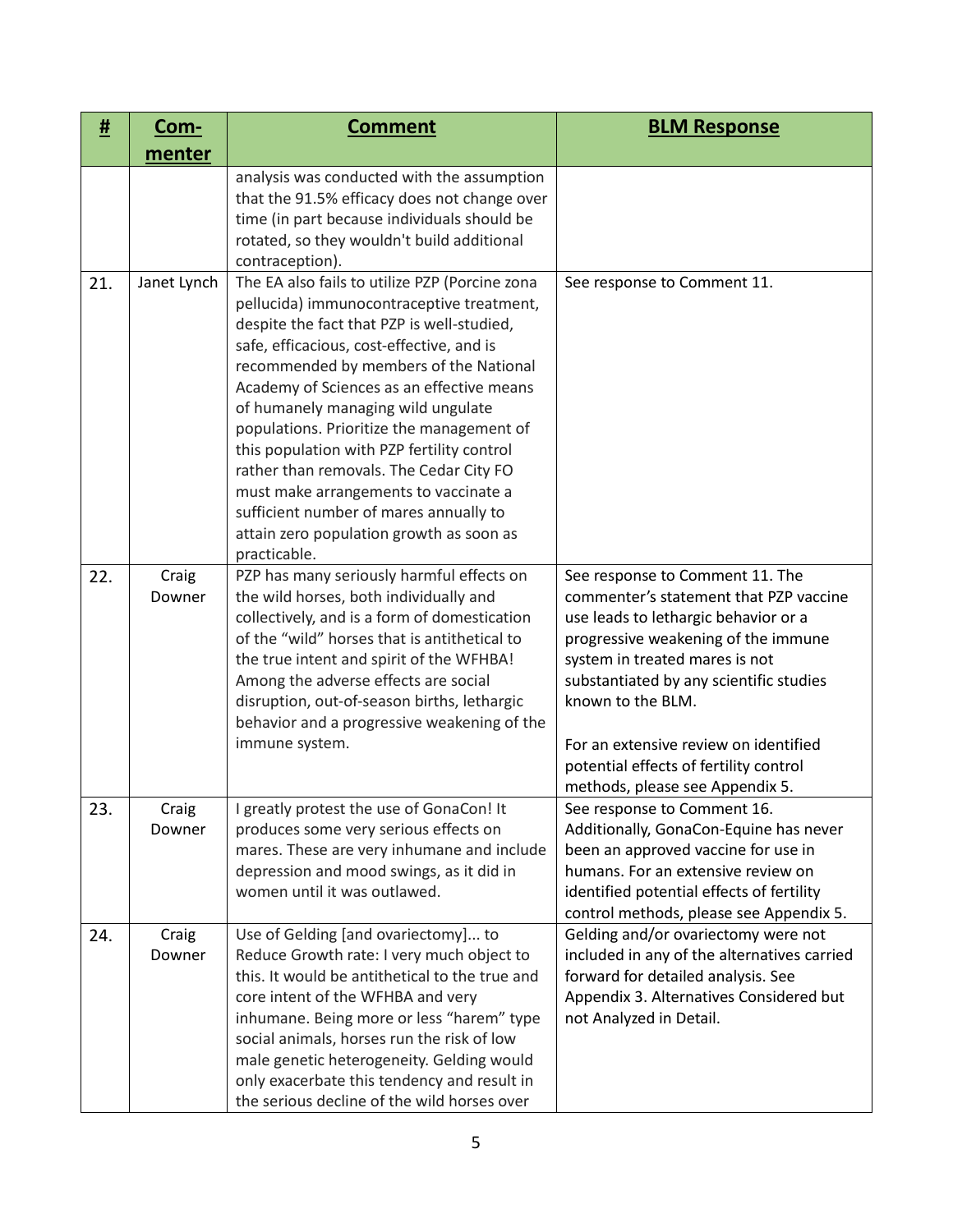| # | Commenter | Comment | BLM Response |
|---|---|---|---|
| | | analysis was conducted with the assumption that the 91.5% efficacy does not change over time (in part because individuals should be rotated, so they wouldn't build additional contraception). | |
| 21. | Janet Lynch | The EA also fails to utilize PZP (Porcine zona pellucida) immunocontraceptive treatment, despite the fact that PZP is well-studied, safe, efficacious, cost-effective, and is recommended by members of the National Academy of Sciences as an effective means of humanely managing wild ungulate populations. Prioritize the management of this population with PZP fertility control rather than removals. The Cedar City FO must make arrangements to vaccinate a sufficient number of mares annually to attain zero population growth as soon as practicable. | See response to Comment 11. |
| 22. | Craig Downer | PZP has many seriously harmful effects on the wild horses, both individually and collectively, and is a form of domestication of the "wild" horses that is antithetical to the true intent and spirit of the WFHBA! Among the adverse effects are social disruption, out-of-season births, lethargic behavior and a progressive weakening of the immune system. | See response to Comment 11. The commenter's statement that PZP vaccine use leads to lethargic behavior or a progressive weakening of the immune system in treated mares is not substantiated by any scientific studies known to the BLM.<br><br>For an extensive review on identified potential effects of fertility control methods, please see Appendix 5. |
| 23. | Craig Downer | I greatly protest the use of GonaCon! It produces some very serious effects on mares. These are very inhumane and include depression and mood swings, as it did in women until it was outlawed. | See response to Comment 16. Additionally, GonaCon-Equine has never been an approved vaccine for use in humans. For an extensive review on identified potential effects of fertility control methods, please see Appendix 5. |
| 24. | Craig Downer | Use of Gelding [and ovariectomy]... to Reduce Growth rate: I very much object to this. It would be antithetical to the true and core intent of the WFHBA and very inhumane. Being more or less "harem" type social animals, horses run the risk of low male genetic heterogeneity. Gelding would only exacerbate this tendency and result in the serious decline of the wild horses over | Gelding and/or ovariectomy were not included in any of the alternatives carried forward for detailed analysis. See Appendix 3. Alternatives Considered but not Analyzed in Detail. |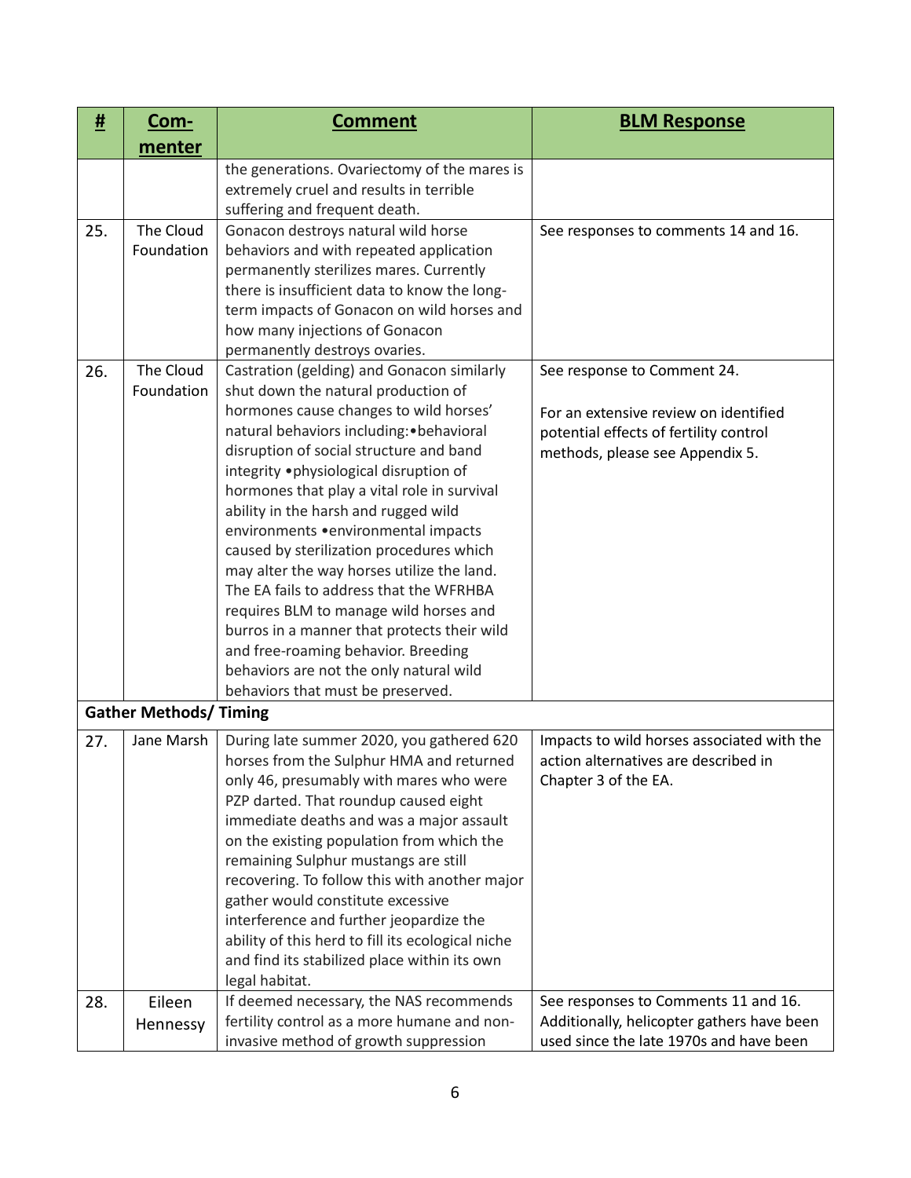| # | Com-menter | Comment | BLM Response |
|---|---|---|---|
| | | the generations. Ovariectomy of the mares is extremely cruel and results in terrible suffering and frequent death. | |
| 25. | The Cloud Foundation | Gonacon destroys natural wild horse behaviors and with repeated application permanently sterilizes mares. Currently there is insufficient data to know the long-term impacts of Gonacon on wild horses and how many injections of Gonacon permanently destroys ovaries. | See responses to comments 14 and 16. |
| 26. | The Cloud Foundation | Castration (gelding) and Gonacon similarly shut down the natural production of hormones cause changes to wild horses' natural behaviors including:•behavioral disruption of social structure and band integrity •physiological disruption of hormones that play a vital role in survival ability in the harsh and rugged wild environments •environmental impacts caused by sterilization procedures which may alter the way horses utilize the land. The EA fails to address that the WFRHBA requires BLM to manage wild horses and burros in a manner that protects their wild and free-roaming behavior. Breeding behaviors are not the only natural wild behaviors that must be preserved. | See response to Comment 24.<br><br>For an extensive review on identified potential effects of fertility control methods, please see Appendix 5. |
| **Gather Methods/ Timing** | | | |
| 27. | Jane Marsh | During late summer 2020, you gathered 620 horses from the Sulphur HMA and returned only 46, presumably with mares who were PZP darted. That roundup caused eight immediate deaths and was a major assault on the existing population from which the remaining Sulphur mustangs are still recovering. To follow this with another major gather would constitute excessive interference and further jeopardize the ability of this herd to fill its ecological niche and find its stabilized place within its own legal habitat. | Impacts to wild horses associated with the action alternatives are described in Chapter 3 of the EA. |
| 28. | Eileen Hennessy | If deemed necessary, the NAS recommends fertility control as a more humane and non-invasive method of growth suppression | See responses to Comments 11 and 16. Additionally, helicopter gathers have been used since the late 1970s and have been |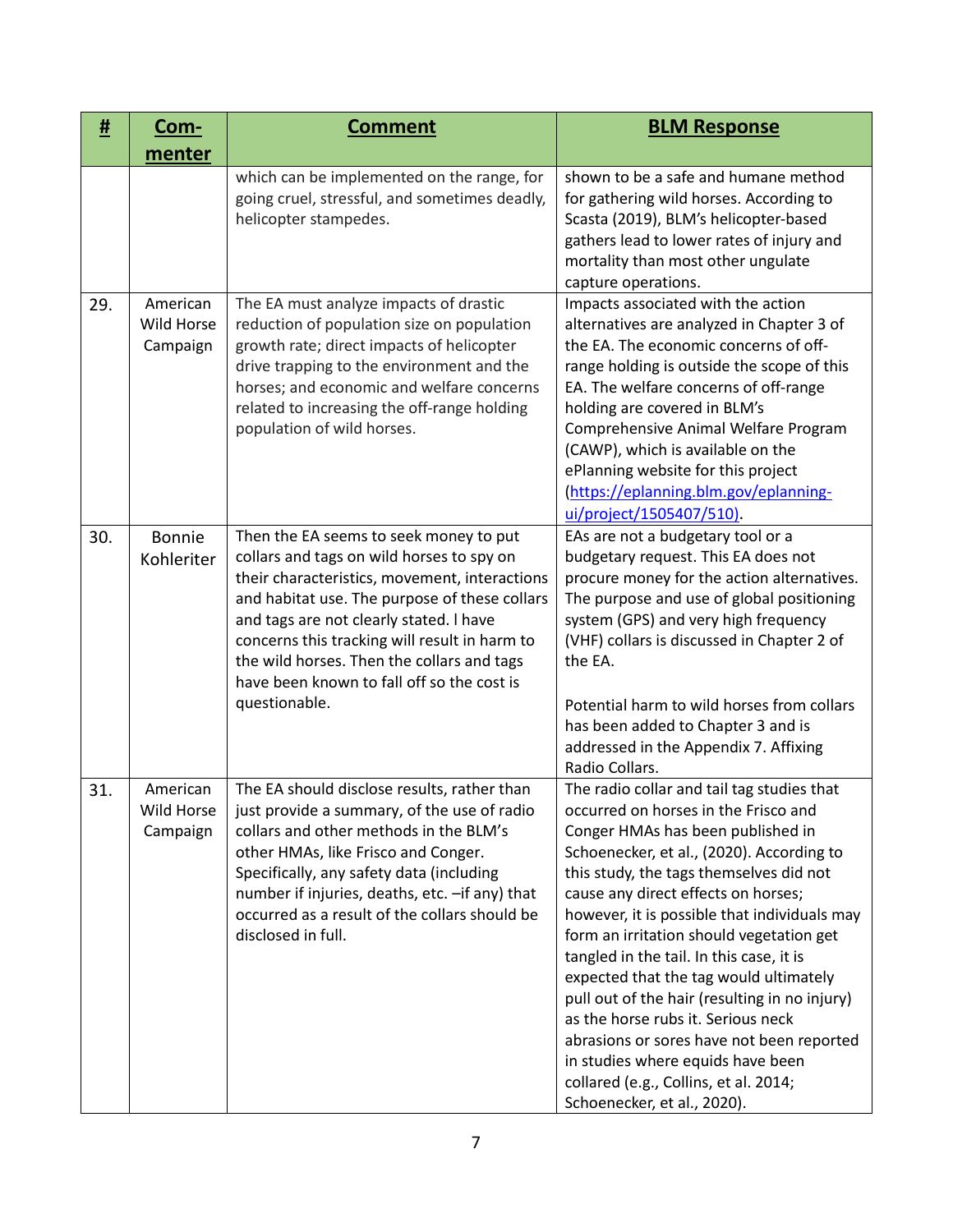| # | Com-menter | Comment | BLM Response |
|---|---|---|---|
| | | which can be implemented on the range, for going cruel, stressful, and sometimes deadly, helicopter stampedes. | shown to be a safe and humane method for gathering wild horses. According to Scasta (2019), BLM's helicopter-based gathers lead to lower rates of injury and mortality than most other ungulate capture operations. |
| 29. | American Wild Horse Campaign | The EA must analyze impacts of drastic reduction of population size on population growth rate; direct impacts of helicopter drive trapping to the environment and the horses; and economic and welfare concerns related to increasing the off-range holding population of wild horses. | Impacts associated with the action alternatives are analyzed in Chapter 3 of the EA. The economic concerns of off-range holding is outside the scope of this EA. The welfare concerns of off-range holding are covered in BLM's Comprehensive Animal Welfare Program (CAWP), which is available on the ePlanning website for this project (https://eplanning.blm.gov/eplanning-ui/project/1505407/510). |
| 30. | Bonnie Kohleriter | Then the EA seems to seek money to put collars and tags on wild horses to spy on their characteristics, movement, interactions and habitat use. The purpose of these collars and tags are not clearly stated. I have concerns this tracking will result in harm to the wild horses. Then the collars and tags have been known to fall off so the cost is questionable. | EAs are not a budgetary tool or a budgetary request. This EA does not procure money for the action alternatives. The purpose and use of global positioning system (GPS) and very high frequency (VHF) collars is discussed in Chapter 2 of the EA.<br><br>Potential harm to wild horses from collars has been added to Chapter 3 and is addressed in the Appendix 7. Affixing Radio Collars. |
| 31. | American Wild Horse Campaign | The EA should disclose results, rather than just provide a summary, of the use of radio collars and other methods in the BLM's other HMAs, like Frisco and Conger. Specifically, any safety data (including number if injuries, deaths, etc. –if any) that occurred as a result of the collars should be disclosed in full. | The radio collar and tail tag studies that occurred on horses in the Frisco and Conger HMAs has been published in Schoenecker, et al., (2020). According to this study, the tags themselves did not cause any direct effects on horses; however, it is possible that individuals may form an irritation should vegetation get tangled in the tail. In this case, it is expected that the tag would ultimately pull out of the hair (resulting in no injury) as the horse rubs it. Serious neck abrasions or sores have not been reported in studies where equids have been collared (e.g., Collins, et al. 2014; Schoenecker, et al., 2020). |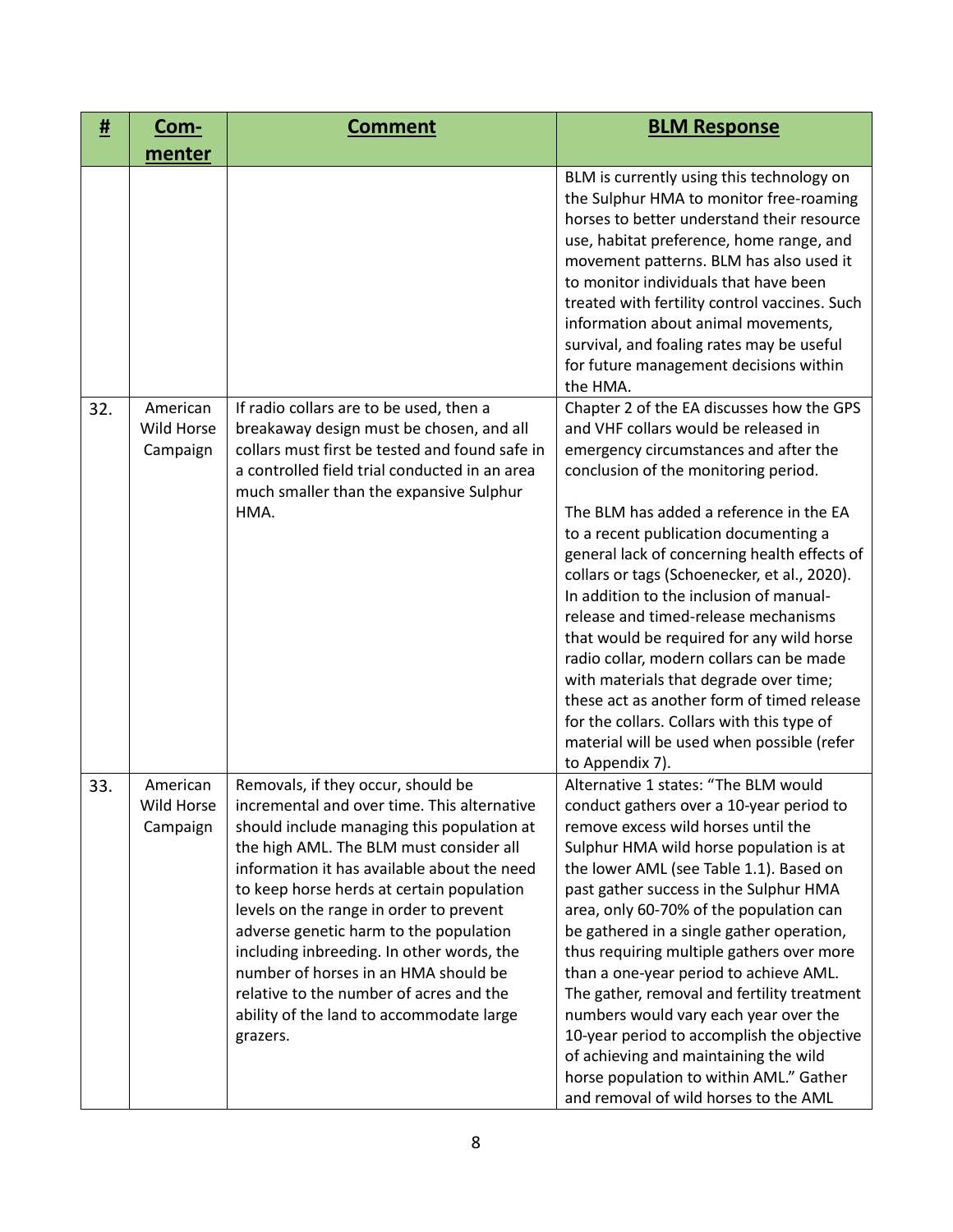| # | Com-menter | Comment | BLM Response |
|---|---|---|---|
| | | | BLM is currently using this technology on the Sulphur HMA to monitor free-roaming horses to better understand their resource use, habitat preference, home range, and movement patterns. BLM has also used it to monitor individuals that have been treated with fertility control vaccines. Such information about animal movements, survival, and foaling rates may be useful for future management decisions within the HMA. |
| 32. | American Wild Horse Campaign | If radio collars are to be used, then a breakaway design must be chosen, and all collars must first be tested and found safe in a controlled field trial conducted in an area much smaller than the expansive Sulphur HMA. | Chapter 2 of the EA discusses how the GPS and VHF collars would be released in emergency circumstances and after the conclusion of the monitoring period.<br><br>The BLM has added a reference in the EA to a recent publication documenting a general lack of concerning health effects of collars or tags (Schoenecker, et al., 2020). In addition to the inclusion of manual-release and timed-release mechanisms that would be required for any wild horse radio collar, modern collars can be made with materials that degrade over time; these act as another form of timed release for the collars. Collars with this type of material will be used when possible (refer to Appendix 7). |
| 33. | American Wild Horse Campaign | Removals, if they occur, should be incremental and over time. This alternative should include managing this population at the high AML. The BLM must consider all information it has available about the need to keep horse herds at certain population levels on the range in order to prevent adverse genetic harm to the population including inbreeding. In other words, the number of horses in an HMA should be relative to the number of acres and the ability of the land to accommodate large grazers. | Alternative 1 states: "The BLM would conduct gathers over a 10-year period to remove excess wild horses until the Sulphur HMA wild horse population is at the lower AML (see Table 1.1). Based on past gather success in the Sulphur HMA area, only 60-70% of the population can be gathered in a single gather operation, thus requiring multiple gathers over more than a one-year period to achieve AML. The gather, removal and fertility treatment numbers would vary each year over the 10-year period to accomplish the objective of achieving and maintaining the wild horse population to within AML." Gather and removal of wild horses to the AML |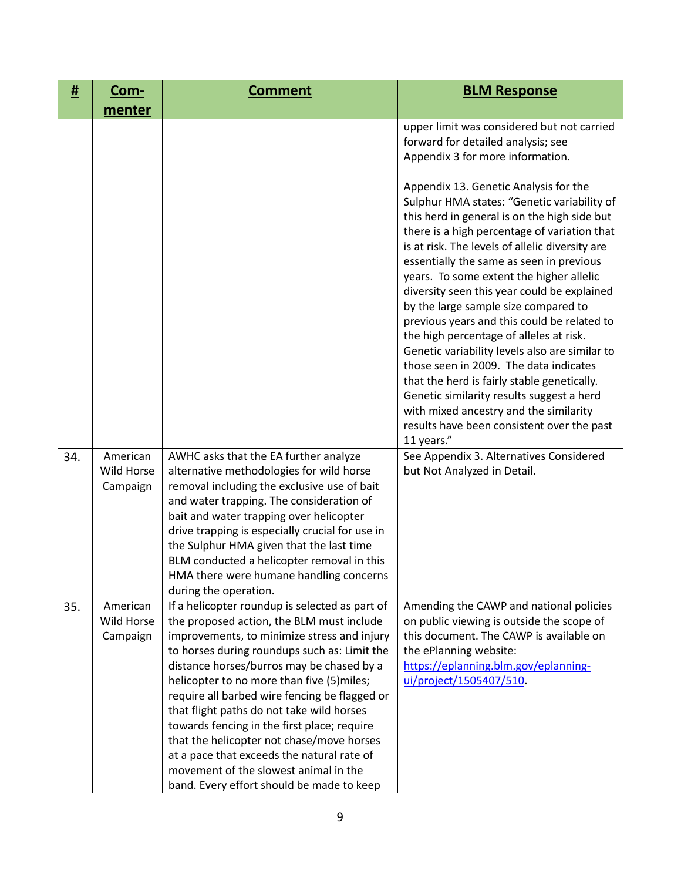| # | Com-menter | Comment | BLM Response |
|---|---|---|---|
| | | | upper limit was considered but not carried forward for detailed analysis; see Appendix 3 for more information.<br><br>Appendix 13. Genetic Analysis for the Sulphur HMA states: "Genetic variability of this herd in general is on the high side but there is a high percentage of variation that is at risk. The levels of allelic diversity are essentially the same as seen in previous years. To some extent the higher allelic diversity seen this year could be explained by the large sample size compared to previous years and this could be related to the high percentage of alleles at risk. Genetic variability levels also are similar to those seen in 2009. The data indicates that the herd is fairly stable genetically. Genetic similarity results suggest a herd with mixed ancestry and the similarity results have been consistent over the past 11 years." |
| 34. | American Wild Horse Campaign | AWHC asks that the EA further analyze alternative methodologies for wild horse removal including the exclusive use of bait and water trapping. The consideration of bait and water trapping over helicopter drive trapping is especially crucial for use in the Sulphur HMA given that the last time BLM conducted a helicopter removal in this HMA there were humane handling concerns during the operation. | See Appendix 3. Alternatives Considered but Not Analyzed in Detail. |
| 35. | American Wild Horse Campaign | If a helicopter roundup is selected as part of the proposed action, the BLM must include improvements, to minimize stress and injury to horses during roundups such as: Limit the distance horses/burros may be chased by a helicopter to no more than five (5)miles; require all barbed wire fencing be flagged or that flight paths do not take wild horses towards fencing in the first place; require that the helicopter not chase/move horses at a pace that exceeds the natural rate of movement of the slowest animal in the band. Every effort should be made to keep | Amending the CAWP and national policies on public viewing is outside the scope of this document. The CAWP is available on the ePlanning website: [https://eplanning.blm.gov/eplanning-ui/project/1505407/510](https://eplanning.blm.gov/eplanning-ui/project/1505407/510). |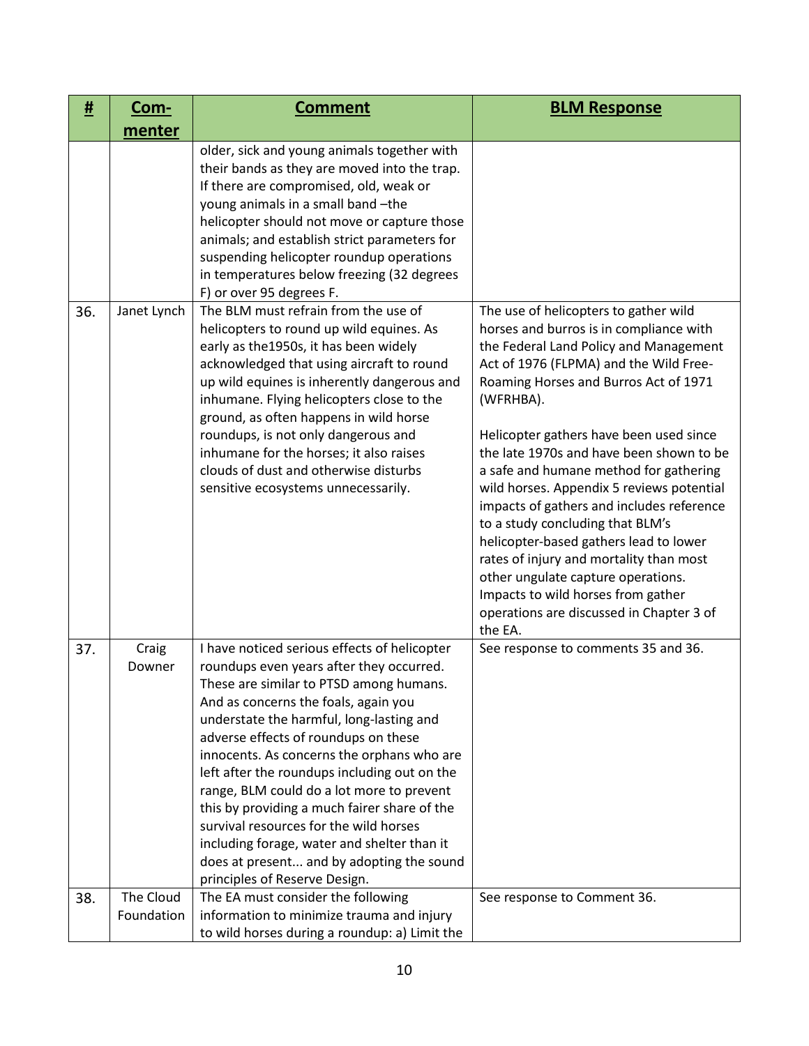| # | Com-menter | Comment | BLM Response |
|---|---|---|---|
| | | older, sick and young animals together with their bands as they are moved into the trap. If there are compromised, old, weak or young animals in a small band –the helicopter should not move or capture those animals; and establish strict parameters for suspending helicopter roundup operations in temperatures below freezing (32 degrees F) or over 95 degrees F. | |
| 36. | Janet Lynch | The BLM must refrain from the use of helicopters to round up wild equines. As early as the1950s, it has been widely acknowledged that using aircraft to round up wild equines is inherently dangerous and inhumane. Flying helicopters close to the ground, as often happens in wild horse roundups, is not only dangerous and inhumane for the horses; it also raises clouds of dust and otherwise disturbs sensitive ecosystems unnecessarily. | The use of helicopters to gather wild horses and burros is in compliance with the Federal Land Policy and Management Act of 1976 (FLPMA) and the Wild Free-Roaming Horses and Burros Act of 1971 (WFRHBA).<br><br>Helicopter gathers have been used since the late 1970s and have been shown to be a safe and humane method for gathering wild horses. Appendix 5 reviews potential impacts of gathers and includes reference to a study concluding that BLM's helicopter-based gathers lead to lower rates of injury and mortality than most other ungulate capture operations. Impacts to wild horses from gather operations are discussed in Chapter 3 of the EA. |
| 37. | Craig Downer | I have noticed serious effects of helicopter roundups even years after they occurred. These are similar to PTSD among humans. And as concerns the foals, again you understate the harmful, long-lasting and adverse effects of roundups on these innocents. As concerns the orphans who are left after the roundups including out on the range, BLM could do a lot more to prevent this by providing a much fairer share of the survival resources for the wild horses including forage, water and shelter than it does at present... and by adopting the sound principles of Reserve Design. | See response to comments 35 and 36. |
| 38. | The Cloud Foundation | The EA must consider the following information to minimize trauma and injury to wild horses during a roundup: a) Limit the | See response to Comment 36. |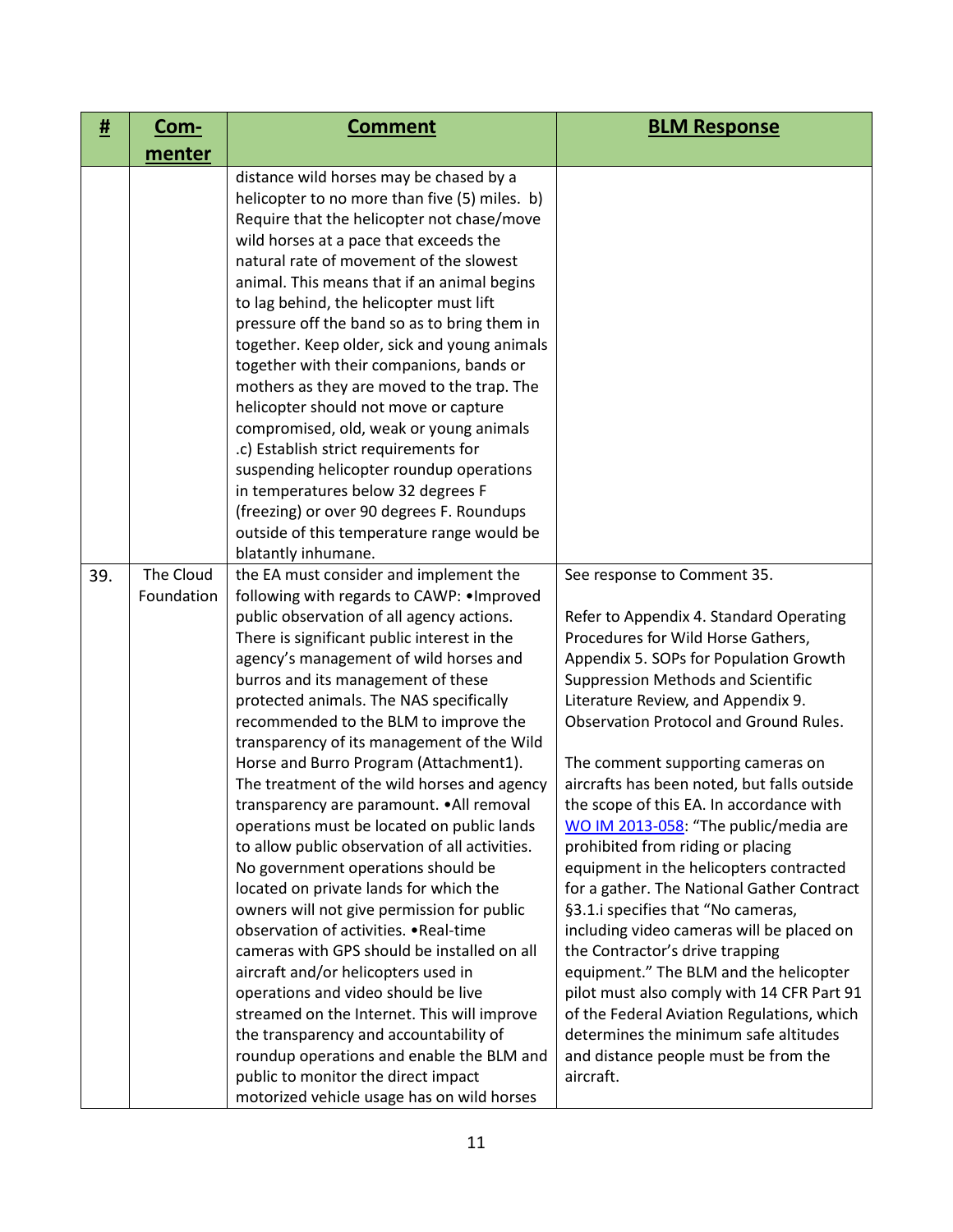| # | Com-menter | Comment | BLM Response |
|---|---|---|---|
| | | distance wild horses may be chased by a helicopter to no more than five (5) miles. b) Require that the helicopter not chase/move wild horses at a pace that exceeds the natural rate of movement of the slowest animal. This means that if an animal begins to lag behind, the helicopter must lift pressure off the band so as to bring them in together. Keep older, sick and young animals together with their companions, bands or mothers as they are moved to the trap. The helicopter should not move or capture compromised, old, weak or young animals .c) Establish strict requirements for suspending helicopter roundup operations in temperatures below 32 degrees F (freezing) or over 90 degrees F. Roundups outside of this temperature range would be blatantly inhumane. | |
| 39. | The Cloud Foundation | the EA must consider and implement the following with regards to CAWP: •Improved public observation of all agency actions. There is significant public interest in the agency's management of wild horses and burros and its management of these protected animals. The NAS specifically recommended to the BLM to improve the transparency of its management of the Wild Horse and Burro Program (Attachment1). The treatment of the wild horses and agency transparency are paramount. •All removal operations must be located on public lands to allow public observation of all activities. No government operations should be located on private lands for which the owners will not give permission for public observation of activities. •Real-time cameras with GPS should be installed on all aircraft and/or helicopters used in operations and video should be live streamed on the Internet. This will improve the transparency and accountability of roundup operations and enable the BLM and public to monitor the direct impact motorized vehicle usage has on wild horses | See response to Comment 35.<br><br>Refer to Appendix 4. Standard Operating Procedures for Wild Horse Gathers, Appendix 5. SOPs for Population Growth Suppression Methods and Scientific Literature Review, and Appendix 9. Observation Protocol and Ground Rules.<br><br>The comment supporting cameras on aircrafts has been noted, but falls outside the scope of this EA. In accordance with WO IM 2013-058: "The public/media are prohibited from riding or placing equipment in the helicopters contracted for a gather. The National Gather Contract §3.1.i specifies that "No cameras, including video cameras will be placed on the Contractor's drive trapping equipment." The BLM and the helicopter pilot must also comply with 14 CFR Part 91 of the Federal Aviation Regulations, which determines the minimum safe altitudes and distance people must be from the aircraft. |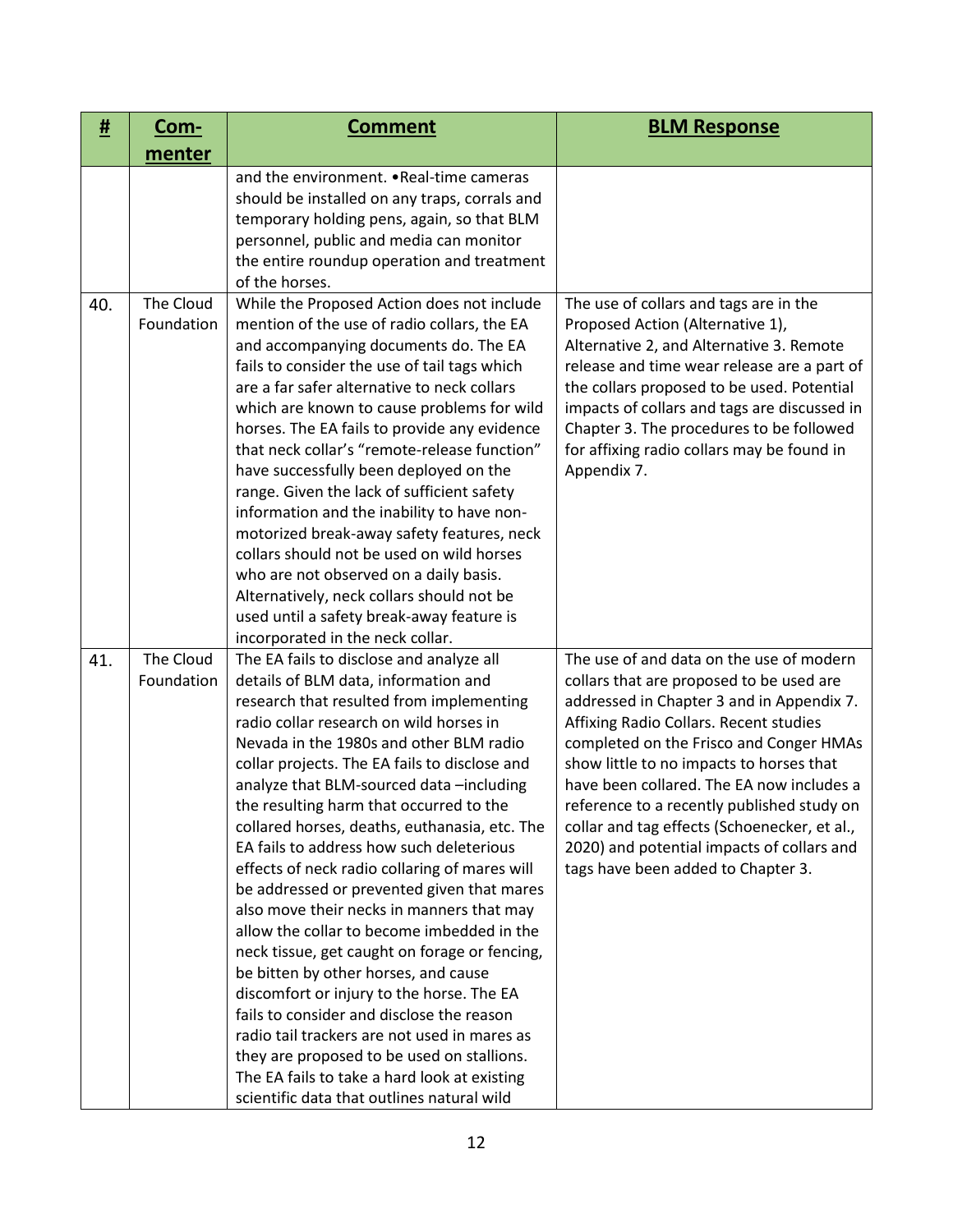| # | Com-menter | Comment | BLM Response |
|---|---|---|---|
| | | and the environment. •Real-time cameras should be installed on any traps, corrals and temporary holding pens, again, so that BLM personnel, public and media can monitor the entire roundup operation and treatment of the horses. | |
| 40. | The Cloud Foundation | While the Proposed Action does not include mention of the use of radio collars, the EA and accompanying documents do. The EA fails to consider the use of tail tags which are a far safer alternative to neck collars which are known to cause problems for wild horses. The EA fails to provide any evidence that neck collar's "remote-release function" have successfully been deployed on the range. Given the lack of sufficient safety information and the inability to have non-motorized break-away safety features, neck collars should not be used on wild horses who are not observed on a daily basis. Alternatively, neck collars should not be used until a safety break-away feature is incorporated in the neck collar. | The use of collars and tags are in the Proposed Action (Alternative 1), Alternative 2, and Alternative 3. Remote release and time wear release are a part of the collars proposed to be used. Potential impacts of collars and tags are discussed in Chapter 3. The procedures to be followed for affixing radio collars may be found in Appendix 7. |
| 41. | The Cloud Foundation | The EA fails to disclose and analyze all details of BLM data, information and research that resulted from implementing radio collar research on wild horses in Nevada in the 1980s and other BLM radio collar projects. The EA fails to disclose and analyze that BLM-sourced data –including the resulting harm that occurred to the collared horses, deaths, euthanasia, etc. The EA fails to address how such deleterious effects of neck radio collaring of mares will be addressed or prevented given that mares also move their necks in manners that may allow the collar to become imbedded in the neck tissue, get caught on forage or fencing, be bitten by other horses, and cause discomfort or injury to the horse. The EA fails to consider and disclose the reason radio tail trackers are not used in mares as they are proposed to be used on stallions. The EA fails to take a hard look at existing scientific data that outlines natural wild | The use of and data on the use of modern collars that are proposed to be used are addressed in Chapter 3 and in Appendix 7. Affixing Radio Collars. Recent studies completed on the Frisco and Conger HMAs show little to no impacts to horses that have been collared. The EA now includes a reference to a recently published study on collar and tag effects (Schoenecker, et al., 2020) and potential impacts of collars and tags have been added to Chapter 3. |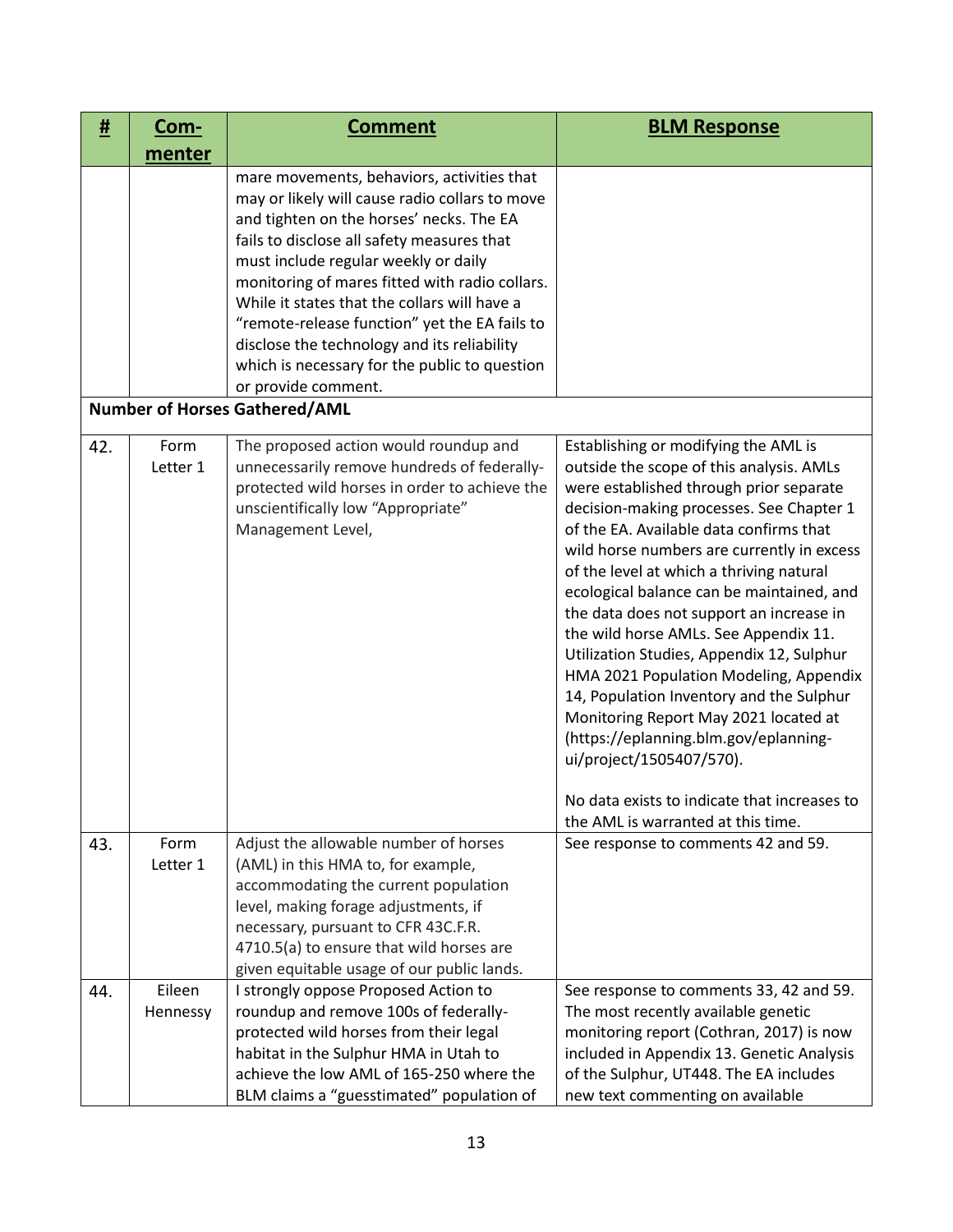| # | Com-menter | Comment | BLM Response |
|---|---|---|---|
| | | mare movements, behaviors, activities that may or likely will cause radio collars to move and tighten on the horses' necks. The EA fails to disclose all safety measures that must include regular weekly or daily monitoring of mares fitted with radio collars. While it states that the collars will have a "remote-release function" yet the EA fails to disclose the technology and its reliability which is necessary for the public to question or provide comment. | |
| **Number of Horses Gathered/AML** | | | |
| 42. | Form Letter 1 | The proposed action would roundup and unnecessarily remove hundreds of federally-protected wild horses in order to achieve the unscientifically low "Appropriate" Management Level, | Establishing or modifying the AML is outside the scope of this analysis. AMLs were established through prior separate decision-making processes. See Chapter 1 of the EA. Available data confirms that wild horse numbers are currently in excess of the level at which a thriving natural ecological balance can be maintained, and the data does not support an increase in the wild horse AMLs. See Appendix 11. Utilization Studies, Appendix 12, Sulphur HMA 2021 Population Modeling, Appendix 14, Population Inventory and the Sulphur Monitoring Report May 2021 located at (https://eplanning.blm.gov/eplanning-ui/project/1505407/570).<br><br>No data exists to indicate that increases to the AML is warranted at this time. |
| 43. | Form Letter 1 | Adjust the allowable number of horses (AML) in this HMA to, for example, accommodating the current population level, making forage adjustments, if necessary, pursuant to CFR 43C.F.R. 4710.5(a) to ensure that wild horses are given equitable usage of our public lands. | See response to comments 42 and 59. |
| 44. | Eileen Hennessy | I strongly oppose Proposed Action to roundup and remove 100s of federally-protected wild horses from their legal habitat in the Sulphur HMA in Utah to achieve the low AML of 165-250 where the BLM claims a "guesstimated" population of | See response to comments 33, 42 and 59. The most recently available genetic monitoring report (Cothran, 2017) is now included in Appendix 13. Genetic Analysis of the Sulphur, UT448. The EA includes new text commenting on available |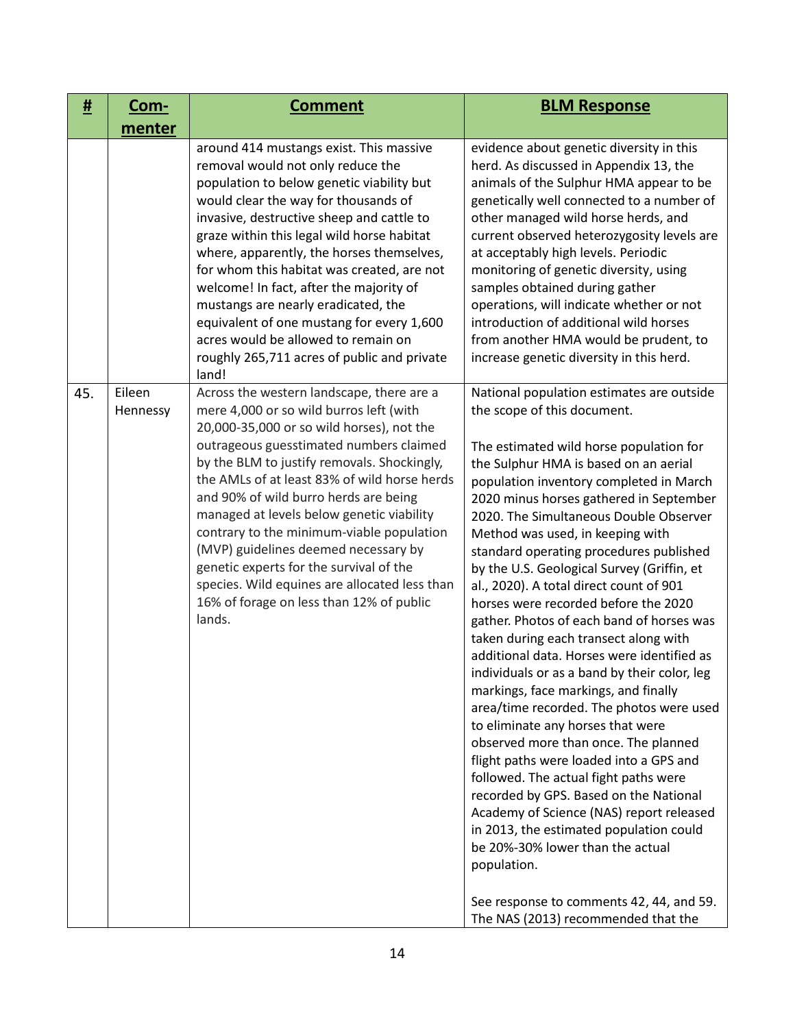| # | Com-menter | Comment | BLM Response |
|---|---|---|---|
| | | around 414 mustangs exist. This massive removal would not only reduce the population to below genetic viability but would clear the way for thousands of invasive, destructive sheep and cattle to graze within this legal wild horse habitat where, apparently, the horses themselves, for whom this habitat was created, are not welcome! In fact, after the majority of mustangs are nearly eradicated, the equivalent of one mustang for every 1,600 acres would be allowed to remain on roughly 265,711 acres of public and private land! | evidence about genetic diversity in this herd. As discussed in Appendix 13, the animals of the Sulphur HMA appear to be genetically well connected to a number of other managed wild horse herds, and current observed heterozygosity levels are at acceptably high levels. Periodic monitoring of genetic diversity, using samples obtained during gather operations, will indicate whether or not introduction of additional wild horses from another HMA would be prudent, to increase genetic diversity in this herd. |
| 45. | Eileen Hennessy | Across the western landscape, there are a mere 4,000 or so wild burros left (with 20,000-35,000 or so wild horses), not the outrageous guesstimated numbers claimed by the BLM to justify removals. Shockingly, the AMLs of at least 83% of wild horse herds and 90% of wild burro herds are being managed at levels below genetic viability contrary to the minimum-viable population (MVP) guidelines deemed necessary by genetic experts for the survival of the species. Wild equines are allocated less than 16% of forage on less than 12% of public lands. | National population estimates are outside the scope of this document.<br><br>The estimated wild horse population for the Sulphur HMA is based on an aerial population inventory completed in March 2020 minus horses gathered in September 2020. The Simultaneous Double Observer Method was used, in keeping with standard operating procedures published by the U.S. Geological Survey (Griffin, et al., 2020). A total direct count of 901 horses were recorded before the 2020 gather. Photos of each band of horses was taken during each transect along with additional data. Horses were identified as individuals or as a band by their color, leg markings, face markings, and finally area/time recorded. The photos were used to eliminate any horses that were observed more than once. The planned flight paths were loaded into a GPS and followed. The actual fight paths were recorded by GPS. Based on the National Academy of Science (NAS) report released in 2013, the estimated population could be 20%-30% lower than the actual population.<br><br>See response to comments 42, 44, and 59. The NAS (2013) recommended that the |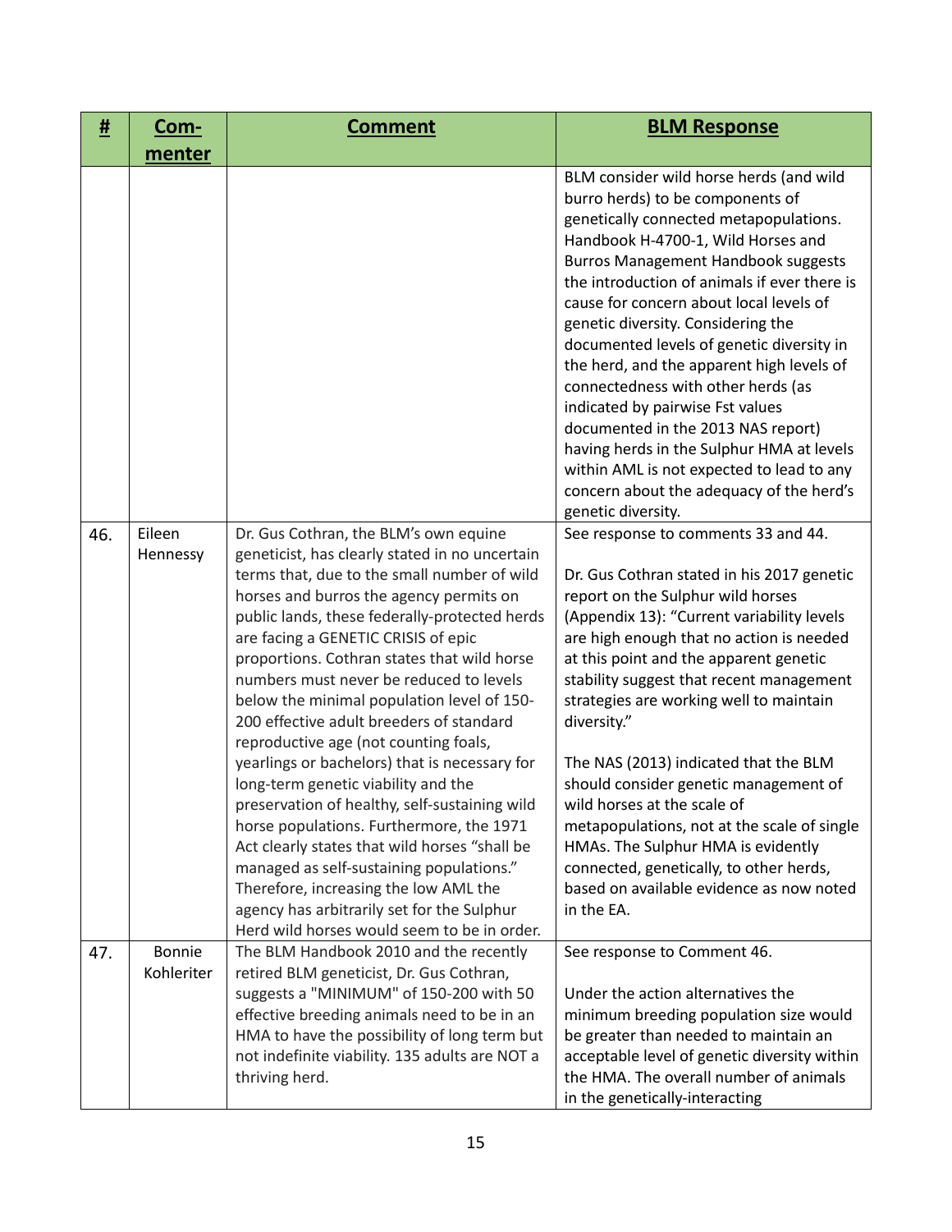| # | Com-menter | Comment | BLM Response |
|---|---|---|---|
| | | | BLM consider wild horse herds (and wild burro herds) to be components of genetically connected metapopulations. Handbook H-4700-1, Wild Horses and Burros Management Handbook suggests the introduction of animals if ever there is cause for concern about local levels of genetic diversity. Considering the documented levels of genetic diversity in the herd, and the apparent high levels of connectedness with other herds (as indicated by pairwise Fst values documented in the 2013 NAS report) having herds in the Sulphur HMA at levels within AML is not expected to lead to any concern about the adequacy of the herd's genetic diversity. |
| 46. | Eileen Hennessy | Dr. Gus Cothran, the BLM's own equine geneticist, has clearly stated in no uncertain terms that, due to the small number of wild horses and burros the agency permits on public lands, these federally-protected herds are facing a GENETIC CRISIS of epic proportions. Cothran states that wild horse numbers must never be reduced to levels below the minimal population level of 150-200 effective adult breeders of standard reproductive age (not counting foals, yearlings or bachelors) that is necessary for long-term genetic viability and the preservation of healthy, self-sustaining wild horse populations. Furthermore, the 1971 Act clearly states that wild horses "shall be managed as self-sustaining populations." Therefore, increasing the low AML the agency has arbitrarily set for the Sulphur Herd wild horses would seem to be in order. | See response to comments 33 and 44.<br><br>Dr. Gus Cothran stated in his 2017 genetic report on the Sulphur wild horses (Appendix 13): "Current variability levels are high enough that no action is needed at this point and the apparent genetic stability suggest that recent management strategies are working well to maintain diversity."<br><br>The NAS (2013) indicated that the BLM should consider genetic management of wild horses at the scale of metapopulations, not at the scale of single HMAs. The Sulphur HMA is evidently connected, genetically, to other herds, based on available evidence as now noted in the EA. |
| 47. | Bonnie Kohleriter | The BLM Handbook 2010 and the recently retired BLM geneticist, Dr. Gus Cothran, suggests a "MINIMUM" of 150-200 with 50 effective breeding animals need to be in an HMA to have the possibility of long term but not indefinite viability. 135 adults are NOT a thriving herd. | See response to Comment 46.<br><br>Under the action alternatives the minimum breeding population size would be greater than needed to maintain an acceptable level of genetic diversity within the HMA. The overall number of animals in the genetically-interacting |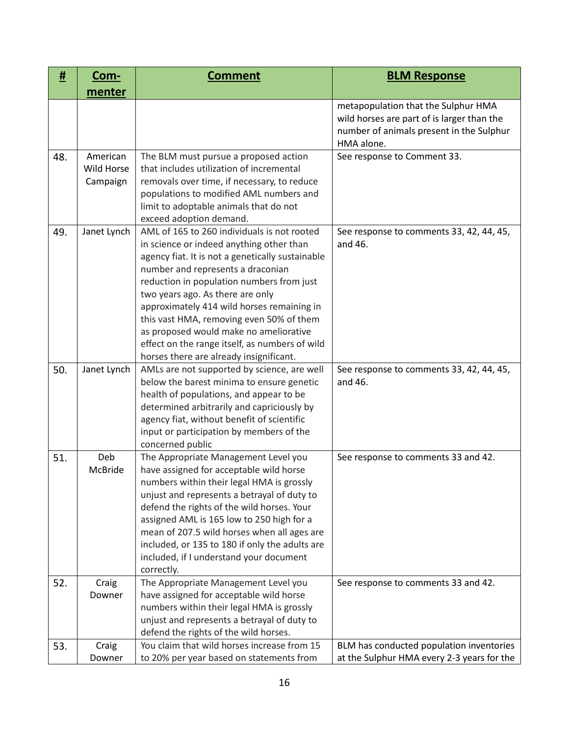| # | Com-menter | Comment | BLM Response |
|---|---|---|---|
| | | | metapopulation that the Sulphur HMA wild horses are part of is larger than the number of animals present in the Sulphur HMA alone. |
| 48. | American Wild Horse Campaign | The BLM must pursue a proposed action that includes utilization of incremental removals over time, if necessary, to reduce populations to modified AML numbers and limit to adoptable animals that do not exceed adoption demand. | See response to Comment 33. |
| 49. | Janet Lynch | AML of 165 to 260 individuals is not rooted in science or indeed anything other than agency fiat. It is not a genetically sustainable number and represents a draconian reduction in population numbers from just two years ago. As there are only approximately 414 wild horses remaining in this vast HMA, removing even 50% of them as proposed would make no ameliorative effect on the range itself, as numbers of wild horses there are already insignificant. | See response to comments 33, 42, 44, 45, and 46. |
| 50. | Janet Lynch | AMLs are not supported by science, are well below the barest minima to ensure genetic health of populations, and appear to be determined arbitrarily and capriciously by agency fiat, without benefit of scientific input or participation by members of the concerned public | See response to comments 33, 42, 44, 45, and 46. |
| 51. | Deb McBride | The Appropriate Management Level you have assigned for acceptable wild horse numbers within their legal HMA is grossly unjust and represents a betrayal of duty to defend the rights of the wild horses. Your assigned AML is 165 low to 250 high for a mean of 207.5 wild horses when all ages are included, or 135 to 180 if only the adults are included, if I understand your document correctly. | See response to comments 33 and 42. |
| 52. | Craig Downer | The Appropriate Management Level you have assigned for acceptable wild horse numbers within their legal HMA is grossly unjust and represents a betrayal of duty to defend the rights of the wild horses. | See response to comments 33 and 42. |
| 53. | Craig Downer | You claim that wild horses increase from 15 to 20% per year based on statements from | BLM has conducted population inventories at the Sulphur HMA every 2-3 years for the |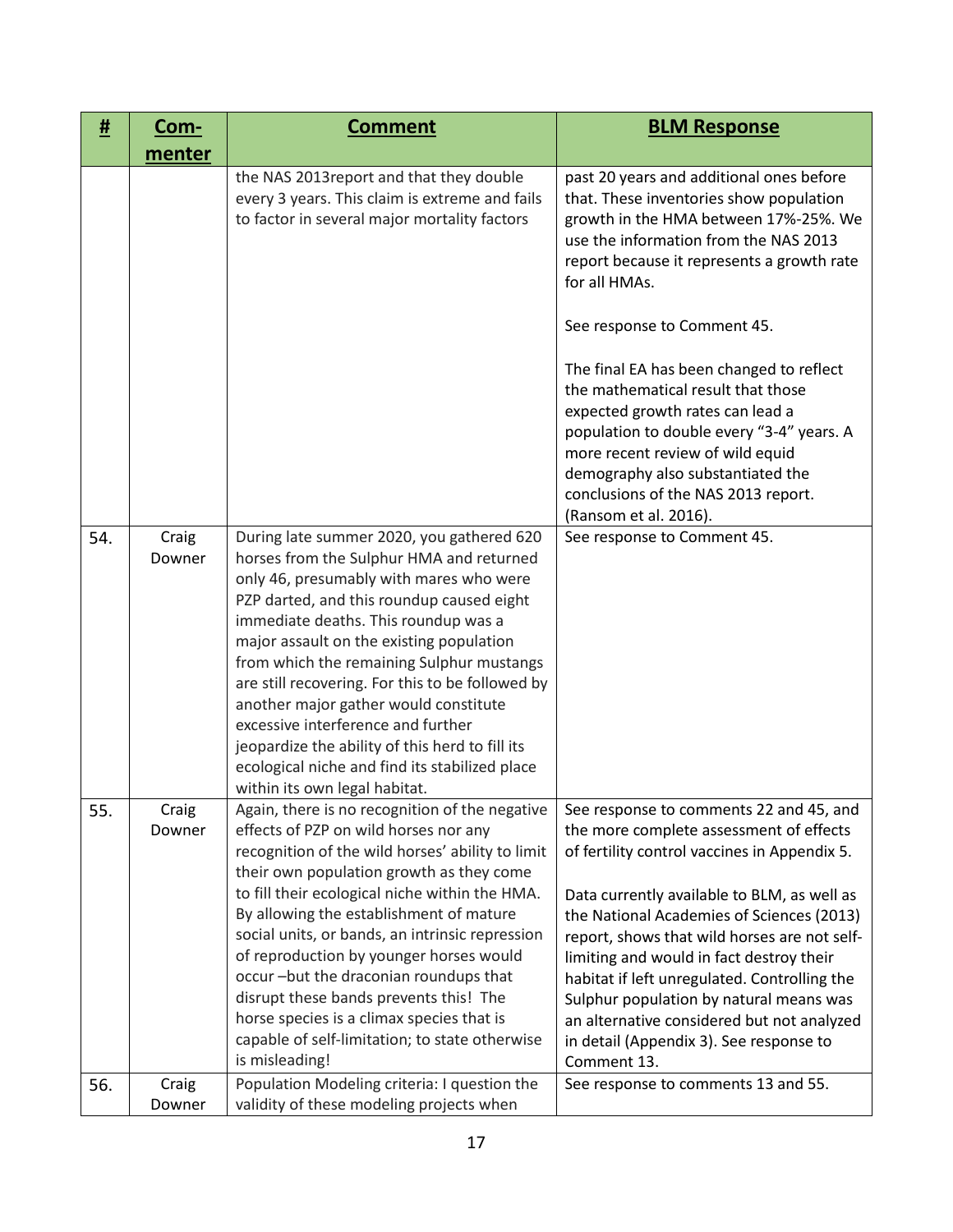| # | Com-menter | Comment | BLM Response |
|---|---|---|---|
| | | the NAS 2013report and that they double every 3 years. This claim is extreme and fails to factor in several major mortality factors | past 20 years and additional ones before that. These inventories show population growth in the HMA between 17%-25%. We use the information from the NAS 2013 report because it represents a growth rate for all HMAs.<br><br>See response to Comment 45.<br><br>The final EA has been changed to reflect the mathematical result that those expected growth rates can lead a population to double every "3-4" years. A more recent review of wild equid demography also substantiated the conclusions of the NAS 2013 report. (Ransom et al. 2016). |
| 54. | Craig Downer | During late summer 2020, you gathered 620 horses from the Sulphur HMA and returned only 46, presumably with mares who were PZP darted, and this roundup caused eight immediate deaths. This roundup was a major assault on the existing population from which the remaining Sulphur mustangs are still recovering. For this to be followed by another major gather would constitute excessive interference and further jeopardize the ability of this herd to fill its ecological niche and find its stabilized place within its own legal habitat. | See response to Comment 45. |
| 55. | Craig Downer | Again, there is no recognition of the negative effects of PZP on wild horses nor any recognition of the wild horses' ability to limit their own population growth as they come to fill their ecological niche within the HMA. By allowing the establishment of mature social units, or bands, an intrinsic repression of reproduction by younger horses would occur –but the draconian roundups that disrupt these bands prevents this! The horse species is a climax species that is capable of self-limitation; to state otherwise is misleading! | See response to comments 22 and 45, and the more complete assessment of effects of fertility control vaccines in Appendix 5.<br><br>Data currently available to BLM, as well as the National Academies of Sciences (2013) report, shows that wild horses are not self-limiting and would in fact destroy their habitat if left unregulated. Controlling the Sulphur population by natural means was an alternative considered but not analyzed in detail (Appendix 3). See response to Comment 13. |
| 56. | Craig Downer | Population Modeling criteria: I question the validity of these modeling projects when | See response to comments 13 and 55. |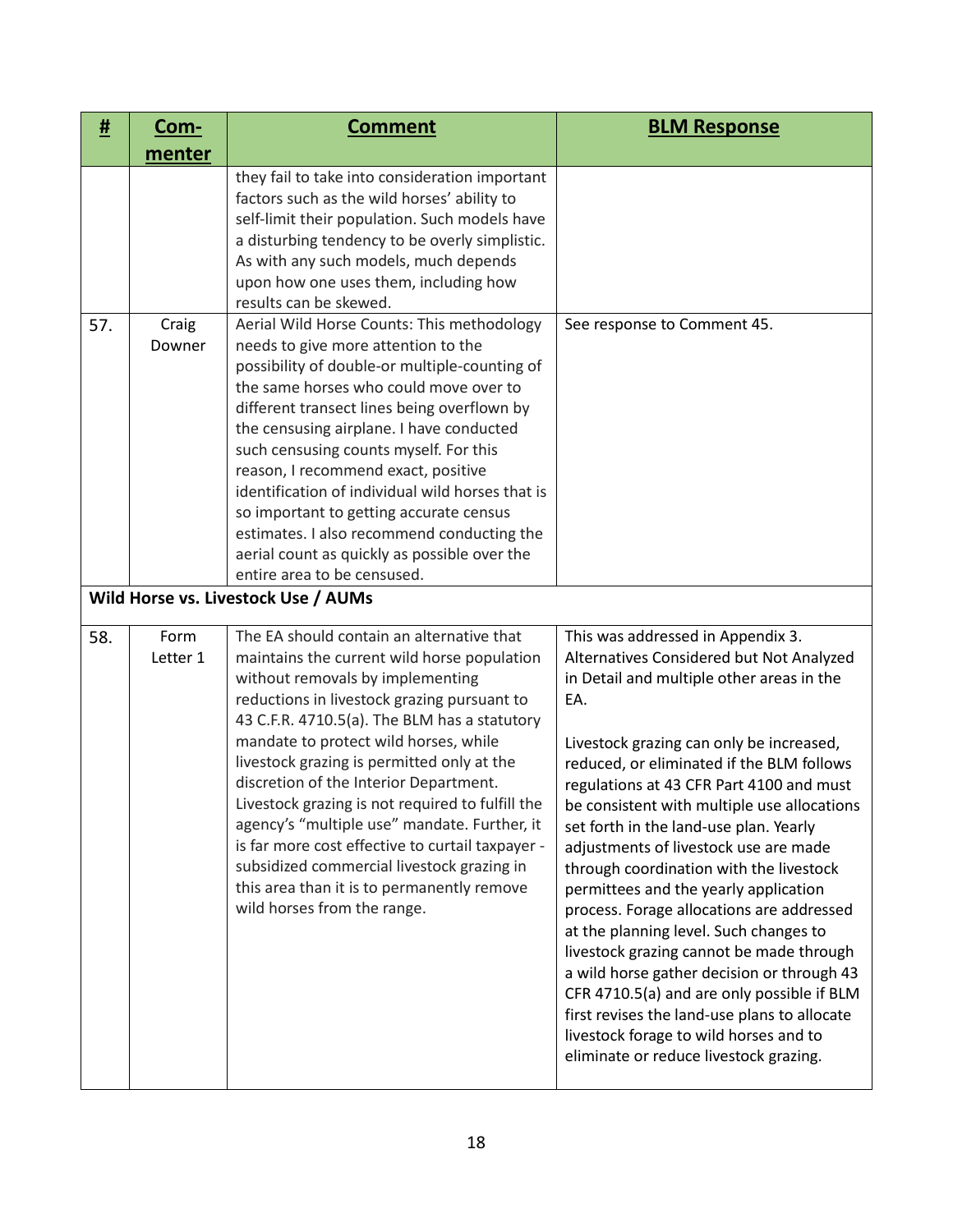| # | Com-menter | Comment | BLM Response |
|---|---|---|---|
| | | they fail to take into consideration important factors such as the wild horses' ability to self-limit their population. Such models have a disturbing tendency to be overly simplistic. As with any such models, much depends upon how one uses them, including how results can be skewed. | |
| 57. | Craig Downer | Aerial Wild Horse Counts: This methodology needs to give more attention to the possibility of double-or multiple-counting of the same horses who could move over to different transect lines being overflown by the censusing airplane. I have conducted such censusing counts myself. For this reason, I recommend exact, positive identification of individual wild horses that is so important to getting accurate census estimates. I also recommend conducting the aerial count as quickly as possible over the entire area to be censused. | See response to Comment 45. |
| **Wild Horse vs. Livestock Use / AUMs** | | | |
| 58. | Form Letter 1 | The EA should contain an alternative that maintains the current wild horse population without removals by implementing reductions in livestock grazing pursuant to 43 C.F.R. 4710.5(a). The BLM has a statutory mandate to protect wild horses, while livestock grazing is permitted only at the discretion of the Interior Department. Livestock grazing is not required to fulfill the agency's "multiple use" mandate. Further, it is far more cost effective to curtail taxpayer - subsidized commercial livestock grazing in this area than it is to permanently remove wild horses from the range. | This was addressed in Appendix 3. Alternatives Considered but Not Analyzed in Detail and multiple other areas in the EA.<br><br>Livestock grazing can only be increased, reduced, or eliminated if the BLM follows regulations at 43 CFR Part 4100 and must be consistent with multiple use allocations set forth in the land-use plan. Yearly adjustments of livestock use are made through coordination with the livestock permittees and the yearly application process. Forage allocations are addressed at the planning level. Such changes to livestock grazing cannot be made through a wild horse gather decision or through 43 CFR 4710.5(a) and are only possible if BLM first revises the land-use plans to allocate livestock forage to wild horses and to eliminate or reduce livestock grazing. |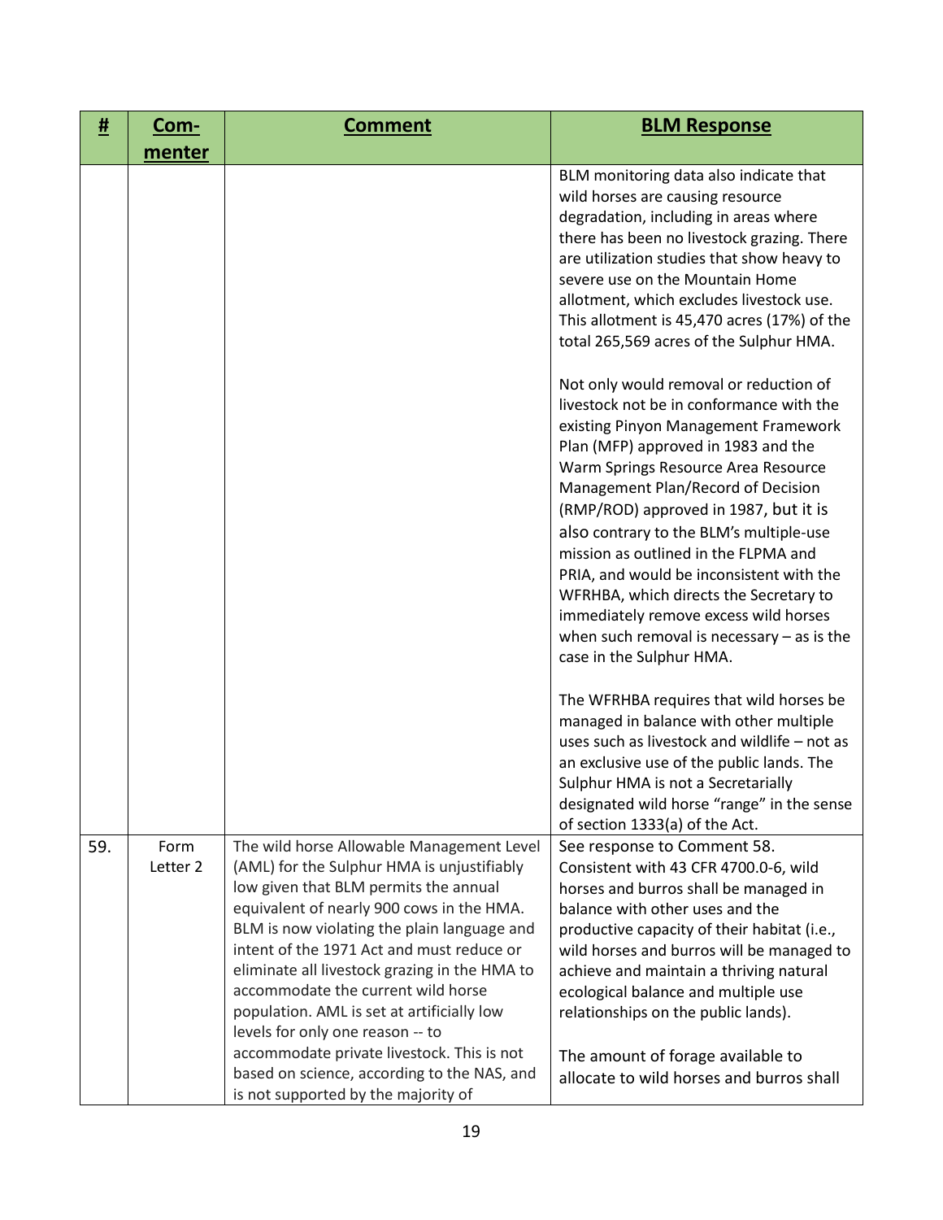| # | Commenter | Comment | BLM Response |
|---|---|---|---|
| | | | BLM monitoring data also indicate that wild horses are causing resource degradation, including in areas where there has been no livestock grazing. There are utilization studies that show heavy to severe use on the Mountain Home allotment, which excludes livestock use. This allotment is 45,470 acres (17%) of the total 265,569 acres of the Sulphur HMA.<br><br>Not only would removal or reduction of livestock not be in conformance with the existing Pinyon Management Framework Plan (MFP) approved in 1983 and the Warm Springs Resource Area Resource Management Plan/Record of Decision (RMP/ROD) approved in 1987, but it is also contrary to the BLM's multiple-use mission as outlined in the FLPMA and PRIA, and would be inconsistent with the WFRHBA, which directs the Secretary to immediately remove excess wild horses when such removal is necessary – as is the case in the Sulphur HMA.<br><br>The WFRHBA requires that wild horses be managed in balance with other multiple uses such as livestock and wildlife – not as an exclusive use of the public lands. The Sulphur HMA is not a Secretarially designated wild horse "range" in the sense of section 1333(a) of the Act. |
| 59. | Form Letter 2 | The wild horse Allowable Management Level (AML) for the Sulphur HMA is unjustifiably low given that BLM permits the annual equivalent of nearly 900 cows in the HMA. BLM is now violating the plain language and intent of the 1971 Act and must reduce or eliminate all livestock grazing in the HMA to accommodate the current wild horse population. AML is set at artificially low levels for only one reason -- to accommodate private livestock. This is not based on science, according to the NAS, and is not supported by the majority of | See response to Comment 58. Consistent with 43 CFR 4700.0-6, wild horses and burros shall be managed in balance with other uses and the productive capacity of their habitat (i.e., wild horses and burros will be managed to achieve and maintain a thriving natural ecological balance and multiple use relationships on the public lands).<br><br>The amount of forage available to allocate to wild horses and burros shall |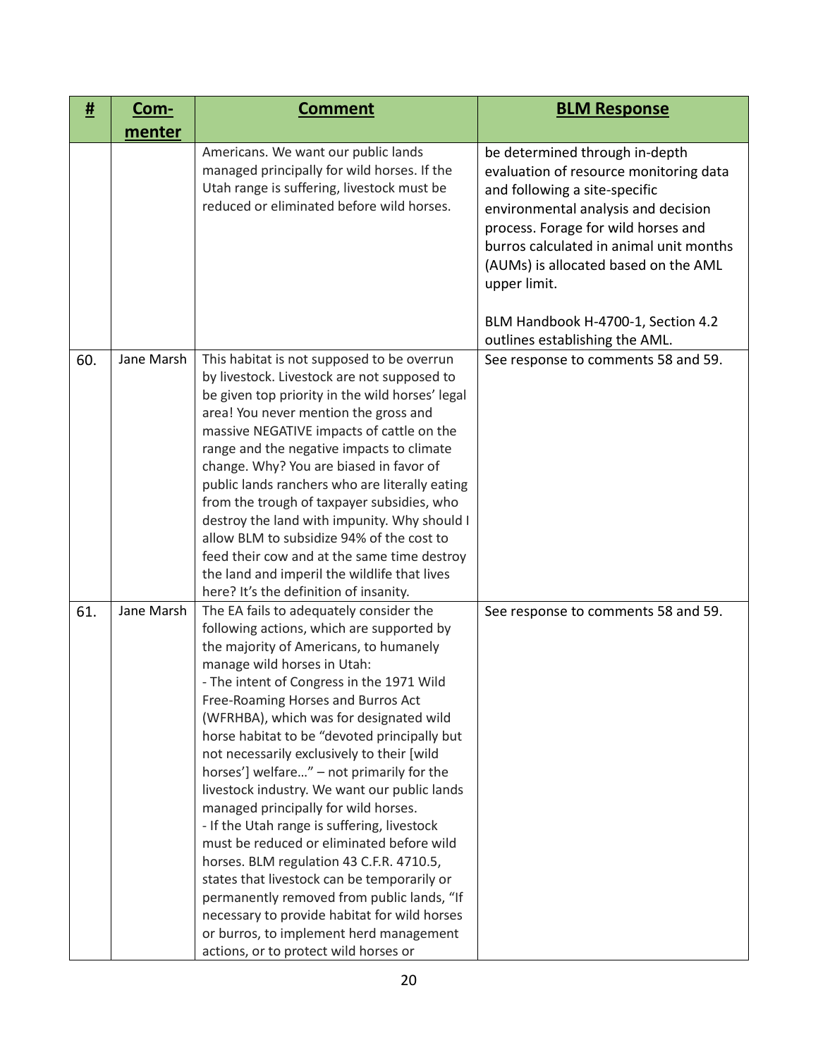| # | Com-menter | Comment | BLM Response |
|---|---|---|---|
| | | Americans. We want our public lands managed principally for wild horses. If the Utah range is suffering, livestock must be reduced or eliminated before wild horses. | be determined through in-depth evaluation of resource monitoring data and following a site-specific environmental analysis and decision process. Forage for wild horses and burros calculated in animal unit months (AUMs) is allocated based on the AML upper limit.<br><br>BLM Handbook H-4700-1, Section 4.2 outlines establishing the AML. |
| 60. | Jane Marsh | This habitat is not supposed to be overrun by livestock. Livestock are not supposed to be given top priority in the wild horses' legal area! You never mention the gross and massive NEGATIVE impacts of cattle on the range and the negative impacts to climate change. Why? You are biased in favor of public lands ranchers who are literally eating from the trough of taxpayer subsidies, who destroy the land with impunity. Why should I allow BLM to subsidize 94% of the cost to feed their cow and at the same time destroy the land and imperil the wildlife that lives here? It's the definition of insanity. | See response to comments 58 and 59. |
| 61. | Jane Marsh | The EA fails to adequately consider the following actions, which are supported by the majority of Americans, to humanely manage wild horses in Utah:<br>- The intent of Congress in the 1971 Wild Free-Roaming Horses and Burros Act (WFRHBA), which was for designated wild horse habitat to be "devoted principally but not necessarily exclusively to their [wild horses'] welfare…" – not primarily for the livestock industry. We want our public lands managed principally for wild horses.<br>- If the Utah range is suffering, livestock must be reduced or eliminated before wild horses. BLM regulation 43 C.F.R. 4710.5, states that livestock can be temporarily or permanently removed from public lands, "If necessary to provide habitat for wild horses or burros, to implement herd management actions, or to protect wild horses or | See response to comments 58 and 59. |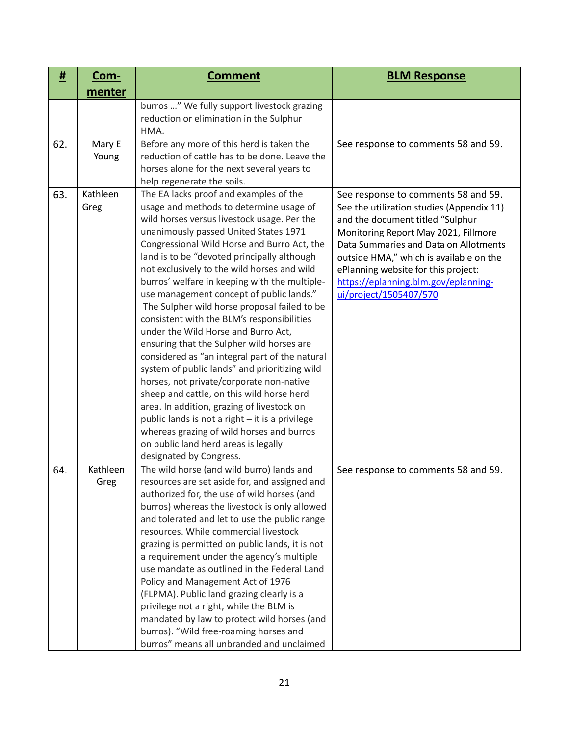| # | Com-menter | Comment | BLM Response |
|---|---|---|---|
| | | burros …" We fully support livestock grazing reduction or elimination in the Sulphur HMA. | |
| 62. | Mary E Young | Before any more of this herd is taken the reduction of cattle has to be done. Leave the horses alone for the next several years to help regenerate the soils. | See response to comments 58 and 59. |
| 63. | Kathleen Greg | The EA lacks proof and examples of the usage and methods to determine usage of wild horses versus livestock usage. Per the unanimously passed United States 1971 Congressional Wild Horse and Burro Act, the land is to be "devoted principally although not exclusively to the wild horses and wild burros' welfare in keeping with the multiple-use management concept of public lands." The Sulpher wild horse proposal failed to be consistent with the BLM's responsibilities under the Wild Horse and Burro Act, ensuring that the Sulpher wild horses are considered as "an integral part of the natural system of public lands" and prioritizing wild horses, not private/corporate non-native sheep and cattle, on this wild horse herd area. In addition, grazing of livestock on public lands is not a right – it is a privilege whereas grazing of wild horses and burros on public land herd areas is legally designated by Congress. | See response to comments 58 and 59. See the utilization studies (Appendix 11) and the document titled "Sulphur Monitoring Report May 2021, Fillmore Data Summaries and Data on Allotments outside HMA," which is available on the ePlanning website for this project: [https://eplanning.blm.gov/eplanning-ui/project/1505407/570](https://eplanning.blm.gov/eplanning-ui/project/1505407/570) |
| 64. | Kathleen Greg | The wild horse (and wild burro) lands and resources are set aside for, and assigned and authorized for, the use of wild horses (and burros) whereas the livestock is only allowed and tolerated and let to use the public range resources. While commercial livestock grazing is permitted on public lands, it is not a requirement under the agency's multiple use mandate as outlined in the Federal Land Policy and Management Act of 1976 (FLPMA). Public land grazing clearly is a privilege not a right, while the BLM is mandated by law to protect wild horses (and burros). "Wild free-roaming horses and burros" means all unbranded and unclaimed | See response to comments 58 and 59. |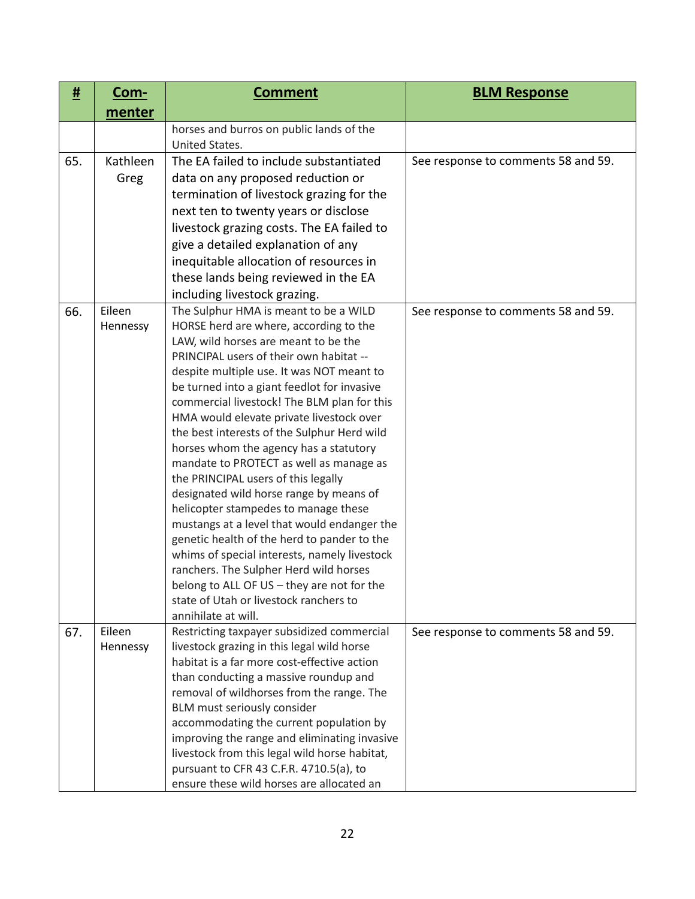| # | Com-menter | Comment | BLM Response |
|---|---|---|---|
| | | horses and burros on public lands of the United States. | |
| 65. | Kathleen Greg | The EA failed to include substantiated data on any proposed reduction or termination of livestock grazing for the next ten to twenty years or disclose livestock grazing costs. The EA failed to give a detailed explanation of any inequitable allocation of resources in these lands being reviewed in the EA including livestock grazing. | See response to comments 58 and 59. |
| 66. | Eileen Hennessy | The Sulphur HMA is meant to be a WILD HORSE herd are where, according to the LAW, wild horses are meant to be the PRINCIPAL users of their own habitat -- despite multiple use. It was NOT meant to be turned into a giant feedlot for invasive commercial livestock! The BLM plan for this HMA would elevate private livestock over the best interests of the Sulphur Herd wild horses whom the agency has a statutory mandate to PROTECT as well as manage as the PRINCIPAL users of this legally designated wild horse range by means of helicopter stampedes to manage these mustangs at a level that would endanger the genetic health of the herd to pander to the whims of special interests, namely livestock ranchers. The Sulpher Herd wild horses belong to ALL OF US – they are not for the state of Utah or livestock ranchers to annihilate at will. | See response to comments 58 and 59. |
| 67. | Eileen Hennessy | Restricting taxpayer subsidized commercial livestock grazing in this legal wild horse habitat is a far more cost-effective action than conducting a massive roundup and removal of wildhorses from the range. The BLM must seriously consider accommodating the current population by improving the range and eliminating invasive livestock from this legal wild horse habitat, pursuant to CFR 43 C.F.R. 4710.5(a), to ensure these wild horses are allocated an | See response to comments 58 and 59. |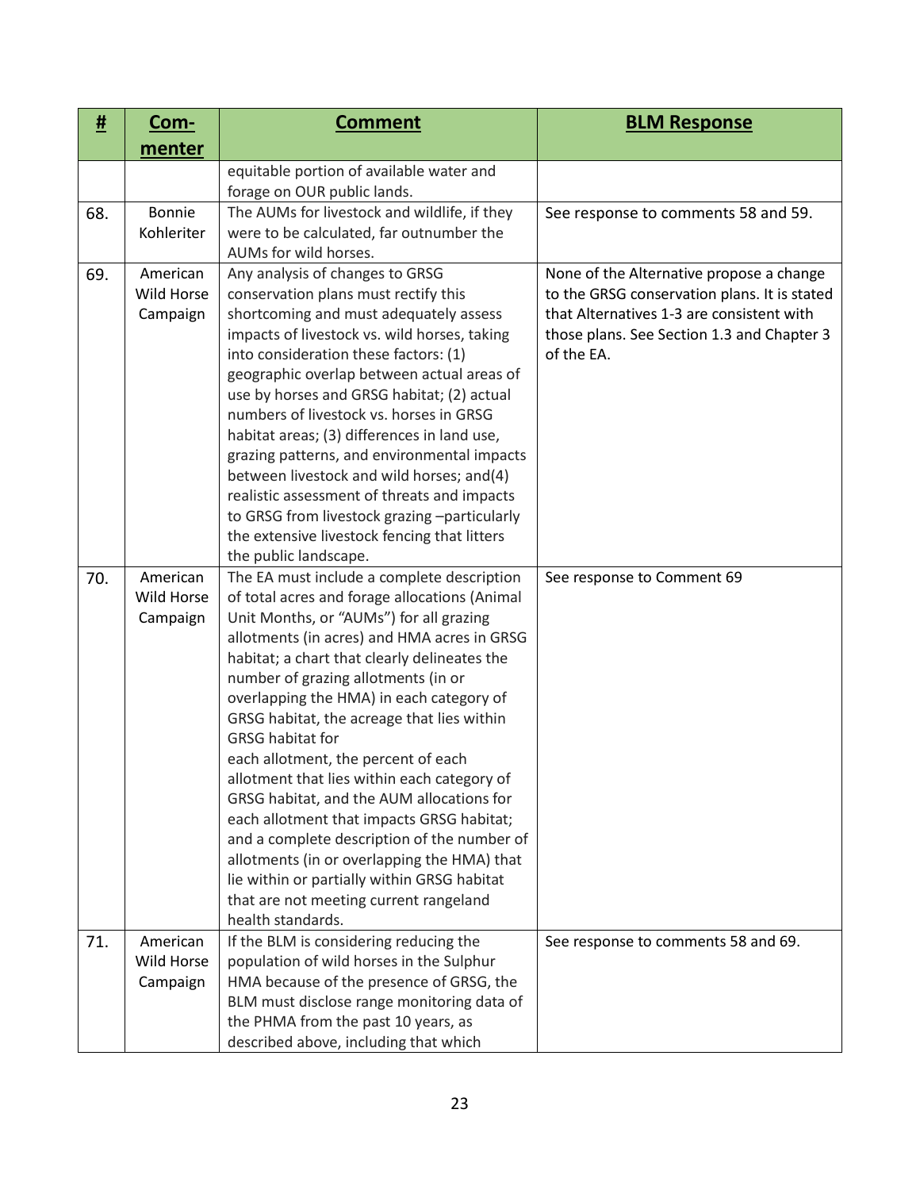| # | Com-menter | Comment | BLM Response |
|---|---|---|---|
| | | equitable portion of available water and forage on OUR public lands. | |
| 68. | Bonnie Kohleriter | The AUMs for livestock and wildlife, if they were to be calculated, far outnumber the AUMs for wild horses. | See response to comments 58 and 59. |
| 69. | American Wild Horse Campaign | Any analysis of changes to GRSG conservation plans must rectify this shortcoming and must adequately assess impacts of livestock vs. wild horses, taking into consideration these factors: (1) geographic overlap between actual areas of use by horses and GRSG habitat; (2) actual numbers of livestock vs. horses in GRSG habitat areas; (3) differences in land use, grazing patterns, and environmental impacts between livestock and wild horses; and(4) realistic assessment of threats and impacts to GRSG from livestock grazing –particularly the extensive livestock fencing that litters the public landscape. | None of the Alternative propose a change to the GRSG conservation plans. It is stated that Alternatives 1-3 are consistent with those plans. See Section 1.3 and Chapter 3 of the EA. |
| 70. | American Wild Horse Campaign | The EA must include a complete description of total acres and forage allocations (Animal Unit Months, or "AUMs") for all grazing allotments (in acres) and HMA acres in GRSG habitat; a chart that clearly delineates the number of grazing allotments (in or overlapping the HMA) in each category of GRSG habitat, the acreage that lies within GRSG habitat for each allotment, the percent of each allotment that lies within each category of GRSG habitat, and the AUM allocations for each allotment that impacts GRSG habitat; and a complete description of the number of allotments (in or overlapping the HMA) that lie within or partially within GRSG habitat that are not meeting current rangeland health standards. | See response to Comment 69 |
| 71. | American Wild Horse Campaign | If the BLM is considering reducing the population of wild horses in the Sulphur HMA because of the presence of GRSG, the BLM must disclose range monitoring data of the PHMA from the past 10 years, as described above, including that which | See response to comments 58 and 69. |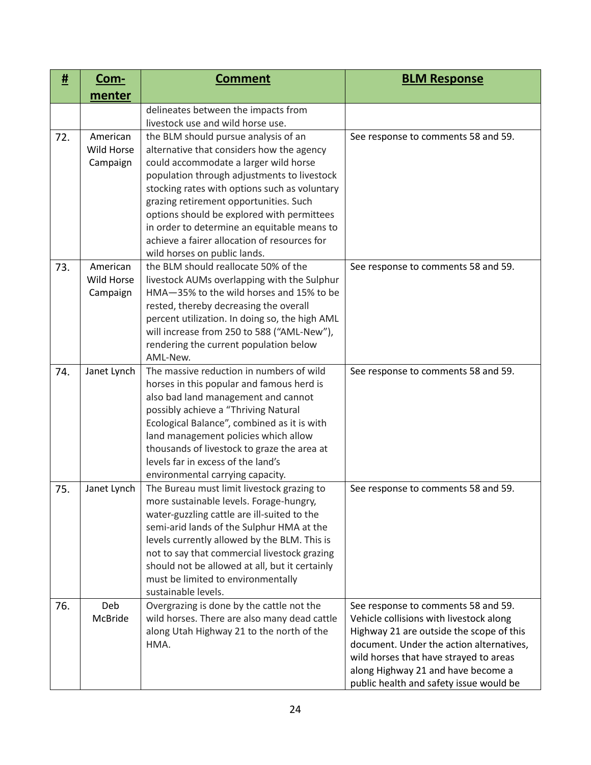| # | Com-menter | Comment | BLM Response |
|---|---|---|---|
| | | delineates between the impacts from livestock use and wild horse use. | |
| 72. | American Wild Horse Campaign | the BLM should pursue analysis of an alternative that considers how the agency could accommodate a larger wild horse population through adjustments to livestock stocking rates with options such as voluntary grazing retirement opportunities. Such options should be explored with permittees in order to determine an equitable means to achieve a fairer allocation of resources for wild horses on public lands. | See response to comments 58 and 59. |
| 73. | American Wild Horse Campaign | the BLM should reallocate 50% of the livestock AUMs overlapping with the Sulphur HMA—35% to the wild horses and 15% to be rested, thereby decreasing the overall percent utilization. In doing so, the high AML will increase from 250 to 588 ("AML-New"), rendering the current population below AML-New. | See response to comments 58 and 59. |
| 74. | Janet Lynch | The massive reduction in numbers of wild horses in this popular and famous herd is also bad land management and cannot possibly achieve a "Thriving Natural Ecological Balance", combined as it is with land management policies which allow thousands of livestock to graze the area at levels far in excess of the land's environmental carrying capacity. | See response to comments 58 and 59. |
| 75. | Janet Lynch | The Bureau must limit livestock grazing to more sustainable levels. Forage-hungry, water-guzzling cattle are ill-suited to the semi-arid lands of the Sulphur HMA at the levels currently allowed by the BLM. This is not to say that commercial livestock grazing should not be allowed at all, but it certainly must be limited to environmentally sustainable levels. | See response to comments 58 and 59. |
| 76. | Deb McBride | Overgrazing is done by the cattle not the wild horses. There are also many dead cattle along Utah Highway 21 to the north of the HMA. | See response to comments 58 and 59. Vehicle collisions with livestock along Highway 21 are outside the scope of this document. Under the action alternatives, wild horses that have strayed to areas along Highway 21 and have become a public health and safety issue would be |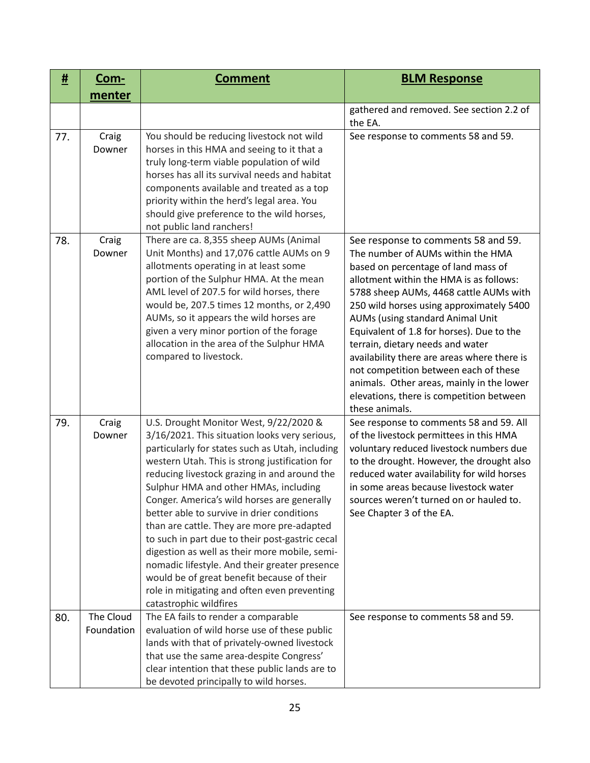| # | Com-menter | Comment | BLM Response |
|---|---|---|---|
| | | | gathered and removed. See section 2.2 of the EA. |
| 77. | Craig Downer | You should be reducing livestock not wild horses in this HMA and seeing to it that a truly long-term viable population of wild horses has all its survival needs and habitat components available and treated as a top priority within the herd's legal area. You should give preference to the wild horses, not public land ranchers! | See response to comments 58 and 59. |
| 78. | Craig Downer | There are ca. 8,355 sheep AUMs (Animal Unit Months) and 17,076 cattle AUMs on 9 allotments operating in at least some portion of the Sulphur HMA. At the mean AML level of 207.5 for wild horses, there would be, 207.5 times 12 months, or 2,490 AUMs, so it appears the wild horses are given a very minor portion of the forage allocation in the area of the Sulphur HMA compared to livestock. | See response to comments 58 and 59. The number of AUMs within the HMA based on percentage of land mass of allotment within the HMA is as follows: 5788 sheep AUMs, 4468 cattle AUMs with 250 wild horses using approximately 5400 AUMs (using standard Animal Unit Equivalent of 1.8 for horses). Due to the terrain, dietary needs and water availability there are areas where there is not competition between each of these animals. Other areas, mainly in the lower elevations, there is competition between these animals. |
| 79. | Craig Downer | U.S. Drought Monitor West, 9/22/2020 & 3/16/2021. This situation looks very serious, particularly for states such as Utah, including western Utah. This is strong justification for reducing livestock grazing in and around the Sulphur HMA and other HMAs, including Conger. America's wild horses are generally better able to survive in drier conditions than are cattle. They are more pre-adapted to such in part due to their post-gastric cecal digestion as well as their more mobile, semi-nomadic lifestyle. And their greater presence would be of great benefit because of their role in mitigating and often even preventing catastrophic wildfires | See response to comments 58 and 59. All of the livestock permittees in this HMA voluntary reduced livestock numbers due to the drought. However, the drought also reduced water availability for wild horses in some areas because livestock water sources weren't turned on or hauled to. See Chapter 3 of the EA. |
| 80. | The Cloud Foundation | The EA fails to render a comparable evaluation of wild horse use of these public lands with that of privately-owned livestock that use the same area-despite Congress' clear intention that these public lands are to be devoted principally to wild horses. | See response to comments 58 and 59. |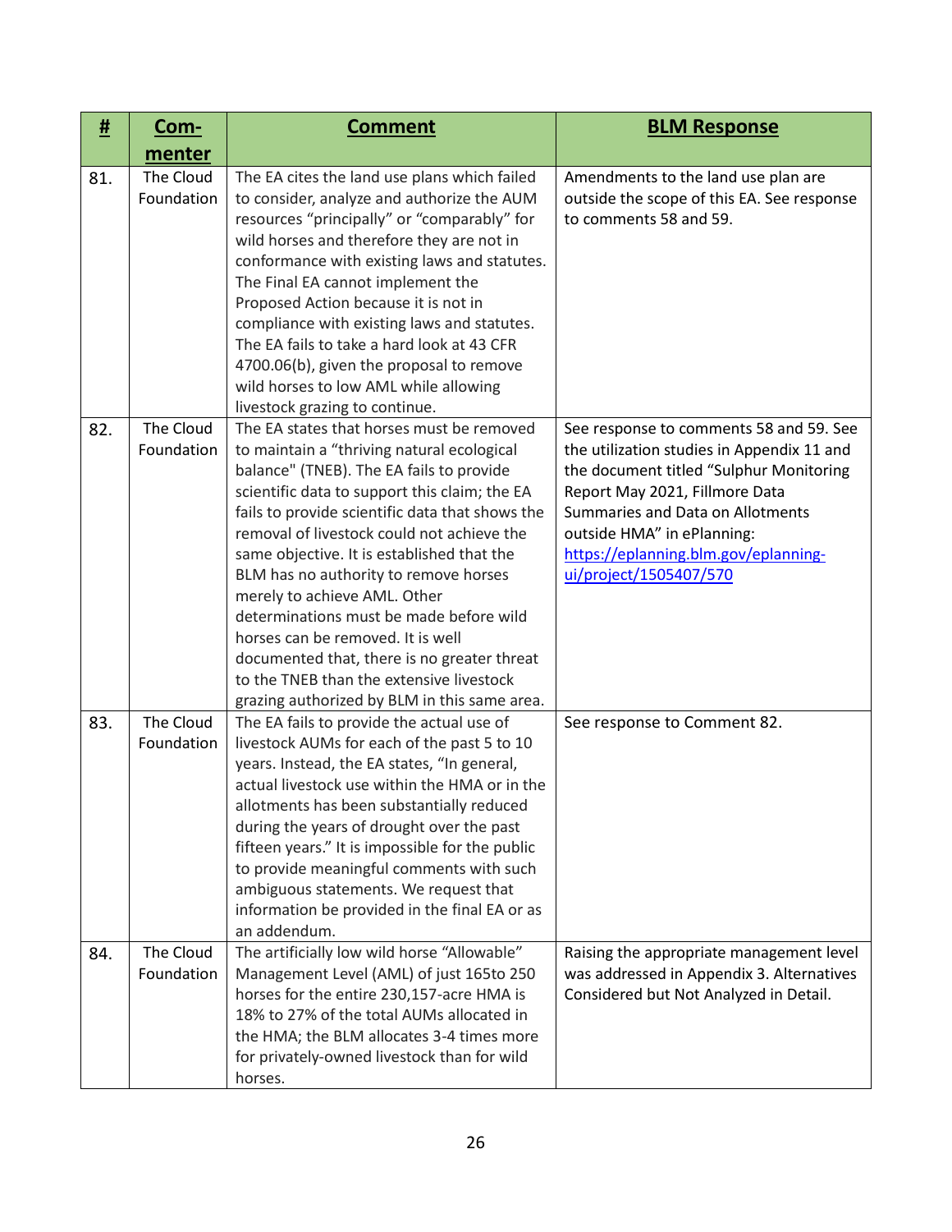| # | Com-menter | Comment | BLM Response |
|---|---|---|---|
| 81. | The Cloud Foundation | The EA cites the land use plans which failed to consider, analyze and authorize the AUM resources "principally" or "comparably" for wild horses and therefore they are not in conformance with existing laws and statutes. The Final EA cannot implement the Proposed Action because it is not in compliance with existing laws and statutes. The EA fails to take a hard look at 43 CFR 4700.06(b), given the proposal to remove wild horses to low AML while allowing livestock grazing to continue. | Amendments to the land use plan are outside the scope of this EA. See response to comments 58 and 59. |
| 82. | The Cloud Foundation | The EA states that horses must be removed to maintain a "thriving natural ecological balance" (TNEB). The EA fails to provide scientific data to support this claim; the EA fails to provide scientific data that shows the removal of livestock could not achieve the same objective. It is established that the BLM has no authority to remove horses merely to achieve AML. Other determinations must be made before wild horses can be removed. It is well documented that, there is no greater threat to the TNEB than the extensive livestock grazing authorized by BLM in this same area. | See response to comments 58 and 59. See the utilization studies in Appendix 11 and the document titled "Sulphur Monitoring Report May 2021, Fillmore Data Summaries and Data on Allotments outside HMA" in ePlanning: https://eplanning.blm.gov/eplanning-ui/project/1505407/570 |
| 83. | The Cloud Foundation | The EA fails to provide the actual use of livestock AUMs for each of the past 5 to 10 years. Instead, the EA states, "In general, actual livestock use within the HMA or in the allotments has been substantially reduced during the years of drought over the past fifteen years." It is impossible for the public to provide meaningful comments with such ambiguous statements. We request that information be provided in the final EA or as an addendum. | See response to Comment 82. |
| 84. | The Cloud Foundation | The artificially low wild horse "Allowable" Management Level (AML) of just 165to 250 horses for the entire 230,157-acre HMA is 18% to 27% of the total AUMs allocated in the HMA; the BLM allocates 3-4 times more for privately-owned livestock than for wild horses. | Raising the appropriate management level was addressed in Appendix 3. Alternatives Considered but Not Analyzed in Detail. |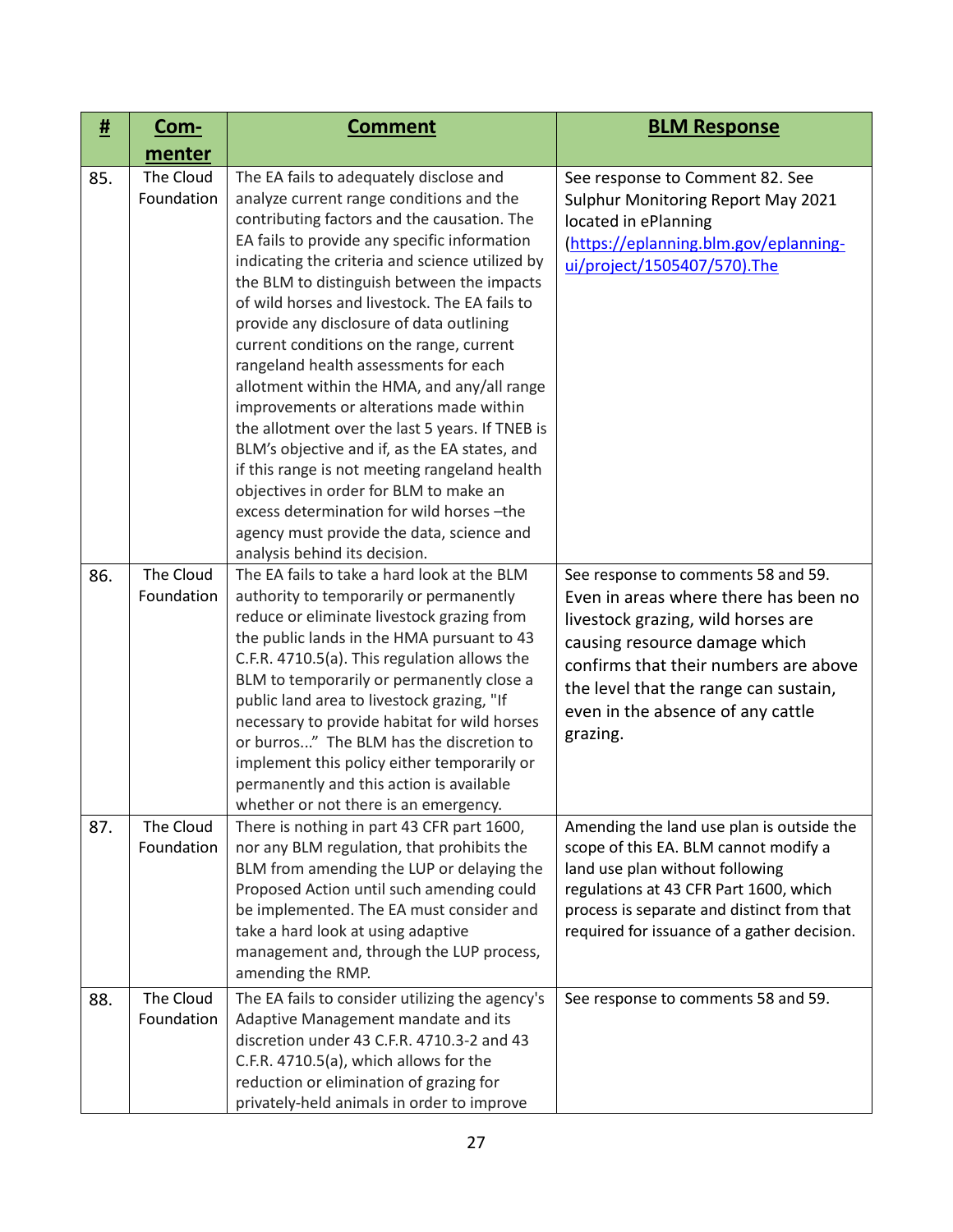| # | Com-menter | Comment | BLM Response |
|---|---|---|---|
| 85. | The Cloud Foundation | The EA fails to adequately disclose and analyze current range conditions and the contributing factors and the causation. The EA fails to provide any specific information indicating the criteria and science utilized by the BLM to distinguish between the impacts of wild horses and livestock. The EA fails to provide any disclosure of data outlining current conditions on the range, current rangeland health assessments for each allotment within the HMA, and any/all range improvements or alterations made within the allotment over the last 5 years. If TNEB is BLM's objective and if, as the EA states, and if this range is not meeting rangeland health objectives in order for BLM to make an excess determination for wild horses –the agency must provide the data, science and analysis behind its decision. | See response to Comment 82. See Sulphur Monitoring Report May 2021 located in ePlanning (https://eplanning.blm.gov/eplanning-ui/project/1505407/570).The |
| 86. | The Cloud Foundation | The EA fails to take a hard look at the BLM authority to temporarily or permanently reduce or eliminate livestock grazing from the public lands in the HMA pursuant to 43 C.F.R. 4710.5(a). This regulation allows the BLM to temporarily or permanently close a public land area to livestock grazing, "If necessary to provide habitat for wild horses or burros..." The BLM has the discretion to implement this policy either temporarily or permanently and this action is available whether or not there is an emergency. | See response to comments 58 and 59. Even in areas where there has been no livestock grazing, wild horses are causing resource damage which confirms that their numbers are above the level that the range can sustain, even in the absence of any cattle grazing. |
| 87. | The Cloud Foundation | There is nothing in part 43 CFR part 1600, nor any BLM regulation, that prohibits the BLM from amending the LUP or delaying the Proposed Action until such amending could be implemented. The EA must consider and take a hard look at using adaptive management and, through the LUP process, amending the RMP. | Amending the land use plan is outside the scope of this EA. BLM cannot modify a land use plan without following regulations at 43 CFR Part 1600, which process is separate and distinct from that required for issuance of a gather decision. |
| 88. | The Cloud Foundation | The EA fails to consider utilizing the agency's Adaptive Management mandate and its discretion under 43 C.F.R. 4710.3-2 and 43 C.F.R. 4710.5(a), which allows for the reduction or elimination of grazing for privately-held animals in order to improve | See response to comments 58 and 59. |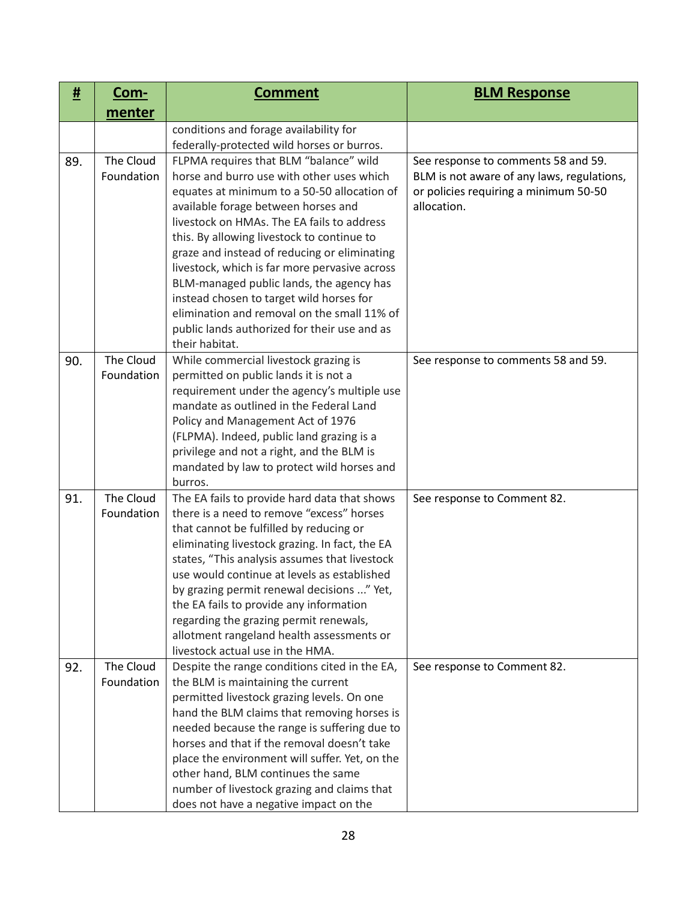| # | Com-menter | Comment | BLM Response |
|---|---|---|---|
| | | conditions and forage availability for federally-protected wild horses or burros. | |
| 89. | The Cloud Foundation | FLPMA requires that BLM "balance" wild horse and burro use with other uses which equates at minimum to a 50-50 allocation of available forage between horses and livestock on HMAs. The EA fails to address this. By allowing livestock to continue to graze and instead of reducing or eliminating livestock, which is far more pervasive across BLM-managed public lands, the agency has instead chosen to target wild horses for elimination and removal on the small 11% of public lands authorized for their use and as their habitat. | See response to comments 58 and 59. BLM is not aware of any laws, regulations, or policies requiring a minimum 50-50 allocation. |
| 90. | The Cloud Foundation | While commercial livestock grazing is permitted on public lands it is not a requirement under the agency's multiple use mandate as outlined in the Federal Land Policy and Management Act of 1976 (FLPMA). Indeed, public land grazing is a privilege and not a right, and the BLM is mandated by law to protect wild horses and burros. | See response to comments 58 and 59. |
| 91. | The Cloud Foundation | The EA fails to provide hard data that shows there is a need to remove "excess" horses that cannot be fulfilled by reducing or eliminating livestock grazing. In fact, the EA states, "This analysis assumes that livestock use would continue at levels as established by grazing permit renewal decisions ..." Yet, the EA fails to provide any information regarding the grazing permit renewals, allotment rangeland health assessments or livestock actual use in the HMA. | See response to Comment 82. |
| 92. | The Cloud Foundation | Despite the range conditions cited in the EA, the BLM is maintaining the current permitted livestock grazing levels. On one hand the BLM claims that removing horses is needed because the range is suffering due to horses and that if the removal doesn't take place the environment will suffer. Yet, on the other hand, BLM continues the same number of livestock grazing and claims that does not have a negative impact on the | See response to Comment 82. |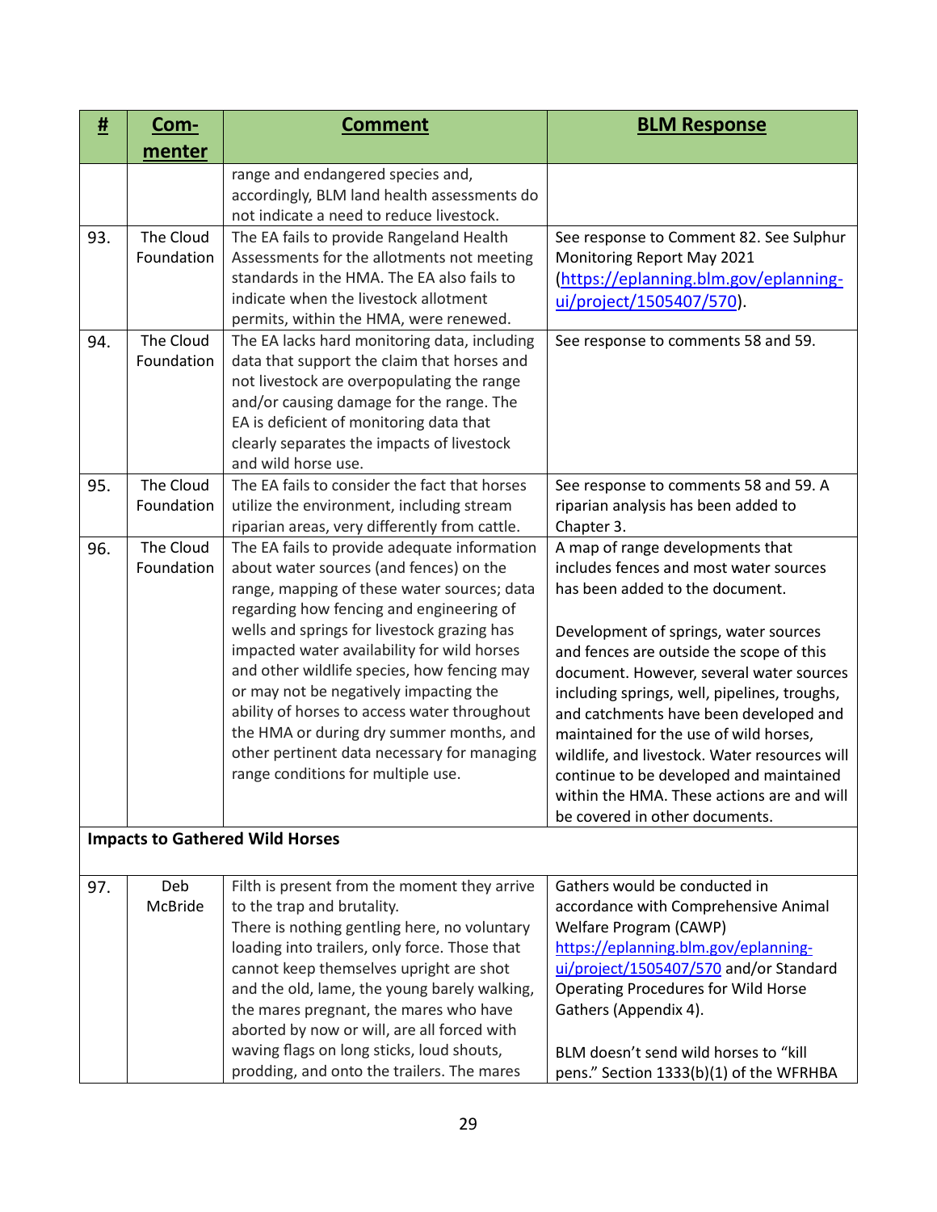| # | Com-menter | Comment | BLM Response |
|---|---|---|---|
| | | range and endangered species and, accordingly, BLM land health assessments do not indicate a need to reduce livestock. | |
| 93. | The Cloud Foundation | The EA fails to provide Rangeland Health Assessments for the allotments not meeting standards in the HMA. The EA also fails to indicate when the livestock allotment permits, within the HMA, were renewed. | See response to Comment 82. See Sulphur Monitoring Report May 2021 (https://eplanning.blm.gov/eplanning-ui/project/1505407/570). |
| 94. | The Cloud Foundation | The EA lacks hard monitoring data, including data that support the claim that horses and not livestock are overpopulating the range and/or causing damage for the range. The EA is deficient of monitoring data that clearly separates the impacts of livestock and wild horse use. | See response to comments 58 and 59. |
| 95. | The Cloud Foundation | The EA fails to consider the fact that horses utilize the environment, including stream riparian areas, very differently from cattle. | See response to comments 58 and 59. A riparian analysis has been added to Chapter 3. |
| 96. | The Cloud Foundation | The EA fails to provide adequate information about water sources (and fences) on the range, mapping of these water sources; data regarding how fencing and engineering of wells and springs for livestock grazing has impacted water availability for wild horses and other wildlife species, how fencing may or may not be negatively impacting the ability of horses to access water throughout the HMA or during dry summer months, and other pertinent data necessary for managing range conditions for multiple use. | A map of range developments that includes fences and most water sources has been added to the document.<br><br>Development of springs, water sources and fences are outside the scope of this document. However, several water sources including springs, well, pipelines, troughs, and catchments have been developed and maintained for the use of wild horses, wildlife, and livestock. Water resources will continue to be developed and maintained within the HMA. These actions are and will be covered in other documents. |
| **Impacts to Gathered Wild Horses** | | | |
| 97. | Deb McBride | Filth is present from the moment they arrive to the trap and brutality.<br>There is nothing gentling here, no voluntary loading into trailers, only force. Those that cannot keep themselves upright are shot and the old, lame, the young barely walking, the mares pregnant, the mares who have aborted by now or will, are all forced with waving flags on long sticks, loud shouts, prodding, and onto the trailers. The mares | Gathers would be conducted in accordance with Comprehensive Animal Welfare Program (CAWP) https://eplanning.blm.gov/eplanning-ui/project/1505407/570 and/or Standard Operating Procedures for Wild Horse Gathers (Appendix 4).<br><br>BLM doesn't send wild horses to "kill pens." Section 1333(b)(1) of the WFRHBA |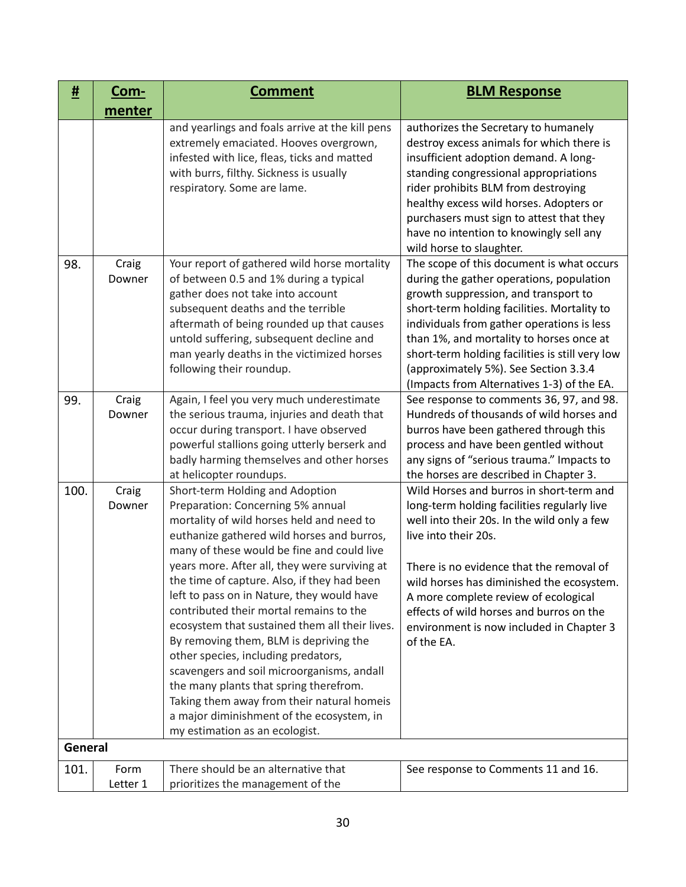| # | Com-menter | Comment | BLM Response |
|---|---|---|---|
| | | and yearlings and foals arrive at the kill pens extremely emaciated. Hooves overgrown, infested with lice, fleas, ticks and matted with burrs, filthy. Sickness is usually respiratory. Some are lame. | authorizes the Secretary to humanely destroy excess animals for which there is insufficient adoption demand. A long-standing congressional appropriations rider prohibits BLM from destroying healthy excess wild horses. Adopters or purchasers must sign to attest that they have no intention to knowingly sell any wild horse to slaughter. |
| 98. | Craig Downer | Your report of gathered wild horse mortality of between 0.5 and 1% during a typical gather does not take into account subsequent deaths and the terrible aftermath of being rounded up that causes untold suffering, subsequent decline and man yearly deaths in the victimized horses following their roundup. | The scope of this document is what occurs during the gather operations, population growth suppression, and transport to short-term holding facilities. Mortality to individuals from gather operations is less than 1%, and mortality to horses once at short-term holding facilities is still very low (approximately 5%). See Section 3.3.4 (Impacts from Alternatives 1-3) of the EA. |
| 99. | Craig Downer | Again, I feel you very much underestimate the serious trauma, injuries and death that occur during transport. I have observed powerful stallions going utterly berserk and badly harming themselves and other horses at helicopter roundups. | See response to comments 36, 97, and 98. Hundreds of thousands of wild horses and burros have been gathered through this process and have been gentled without any signs of "serious trauma." Impacts to the horses are described in Chapter 3. |
| 100. | Craig Downer | Short-term Holding and Adoption Preparation: Concerning 5% annual mortality of wild horses held and need to euthanize gathered wild horses and burros, many of these would be fine and could live years more. After all, they were surviving at the time of capture. Also, if they had been left to pass on in Nature, they would have contributed their mortal remains to the ecosystem that sustained them all their lives. By removing them, BLM is depriving the other species, including predators, scavengers and soil microorganisms, andall the many plants that spring therefrom. Taking them away from their natural homeis a major diminishment of the ecosystem, in my estimation as an ecologist. | Wild Horses and burros in short-term and long-term holding facilities regularly live well into their 20s. In the wild only a few live into their 20s.<br><br>There is no evidence that the removal of wild horses has diminished the ecosystem. A more complete review of ecological effects of wild horses and burros on the environment is now included in Chapter 3 of the EA. |
| **General** | | | |
| 101. | Form Letter 1 | There should be an alternative that prioritizes the management of the | See response to Comments 11 and 16. |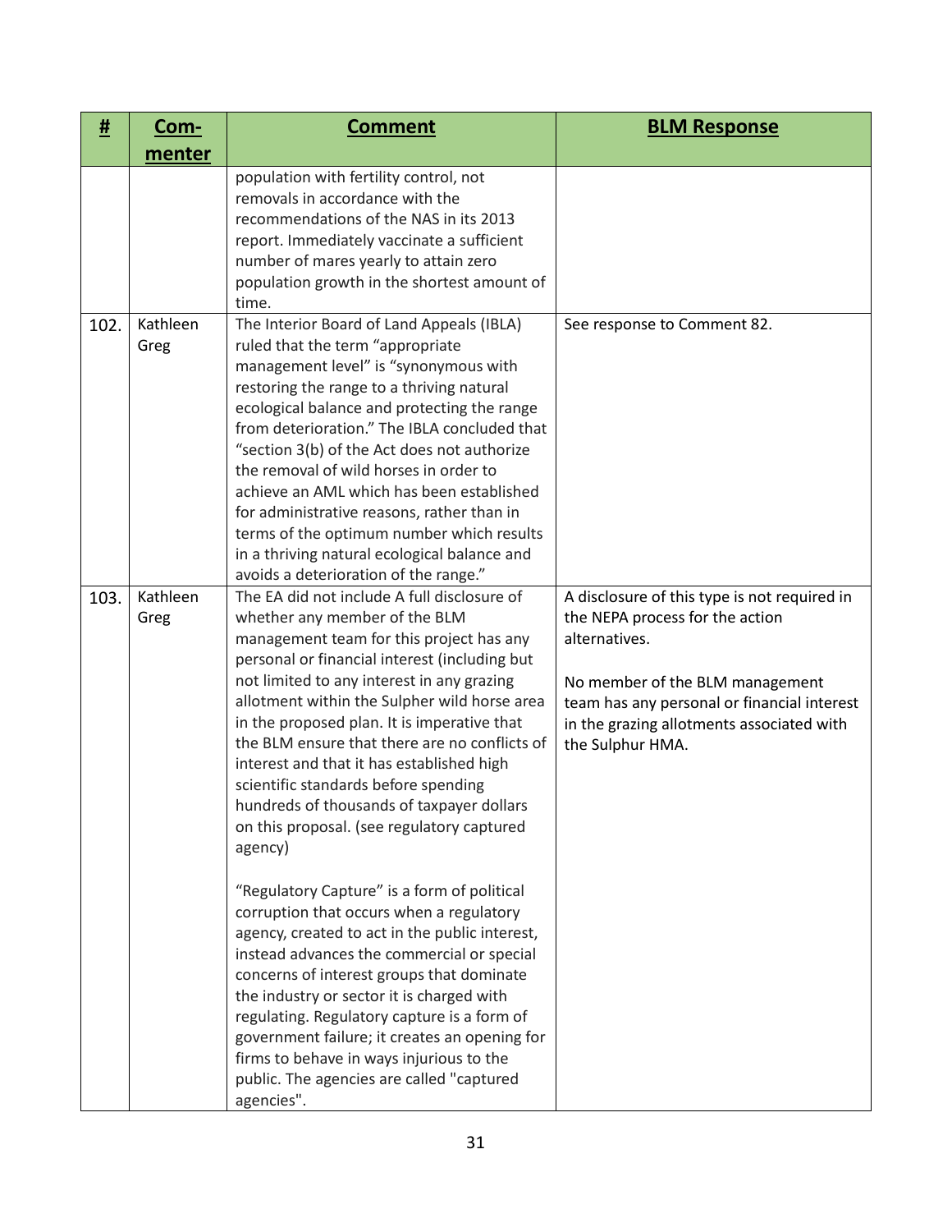| # | Com-menter | Comment | BLM Response |
|---|---|---|---|
| | | population with fertility control, not removals in accordance with the recommendations of the NAS in its 2013 report. Immediately vaccinate a sufficient number of mares yearly to attain zero population growth in the shortest amount of time. | |
| 102. | Kathleen Greg | The Interior Board of Land Appeals (IBLA) ruled that the term "appropriate management level" is "synonymous with restoring the range to a thriving natural ecological balance and protecting the range from deterioration." The IBLA concluded that "section 3(b) of the Act does not authorize the removal of wild horses in order to achieve an AML which has been established for administrative reasons, rather than in terms of the optimum number which results in a thriving natural ecological balance and avoids a deterioration of the range." | See response to Comment 82. |
| 103. | Kathleen Greg | The EA did not include A full disclosure of whether any member of the BLM management team for this project has any personal or financial interest (including but not limited to any interest in any grazing allotment within the Sulpher wild horse area in the proposed plan. It is imperative that the BLM ensure that there are no conflicts of interest and that it has established high scientific standards before spending hundreds of thousands of taxpayer dollars on this proposal. (see regulatory captured agency)<br><br>"Regulatory Capture" is a form of political corruption that occurs when a regulatory agency, created to act in the public interest, instead advances the commercial or special concerns of interest groups that dominate the industry or sector it is charged with regulating. Regulatory capture is a form of government failure; it creates an opening for firms to behave in ways injurious to the public. The agencies are called "captured agencies". | A disclosure of this type is not required in the NEPA process for the action alternatives.<br><br>No member of the BLM management team has any personal or financial interest in the grazing allotments associated with the Sulphur HMA. |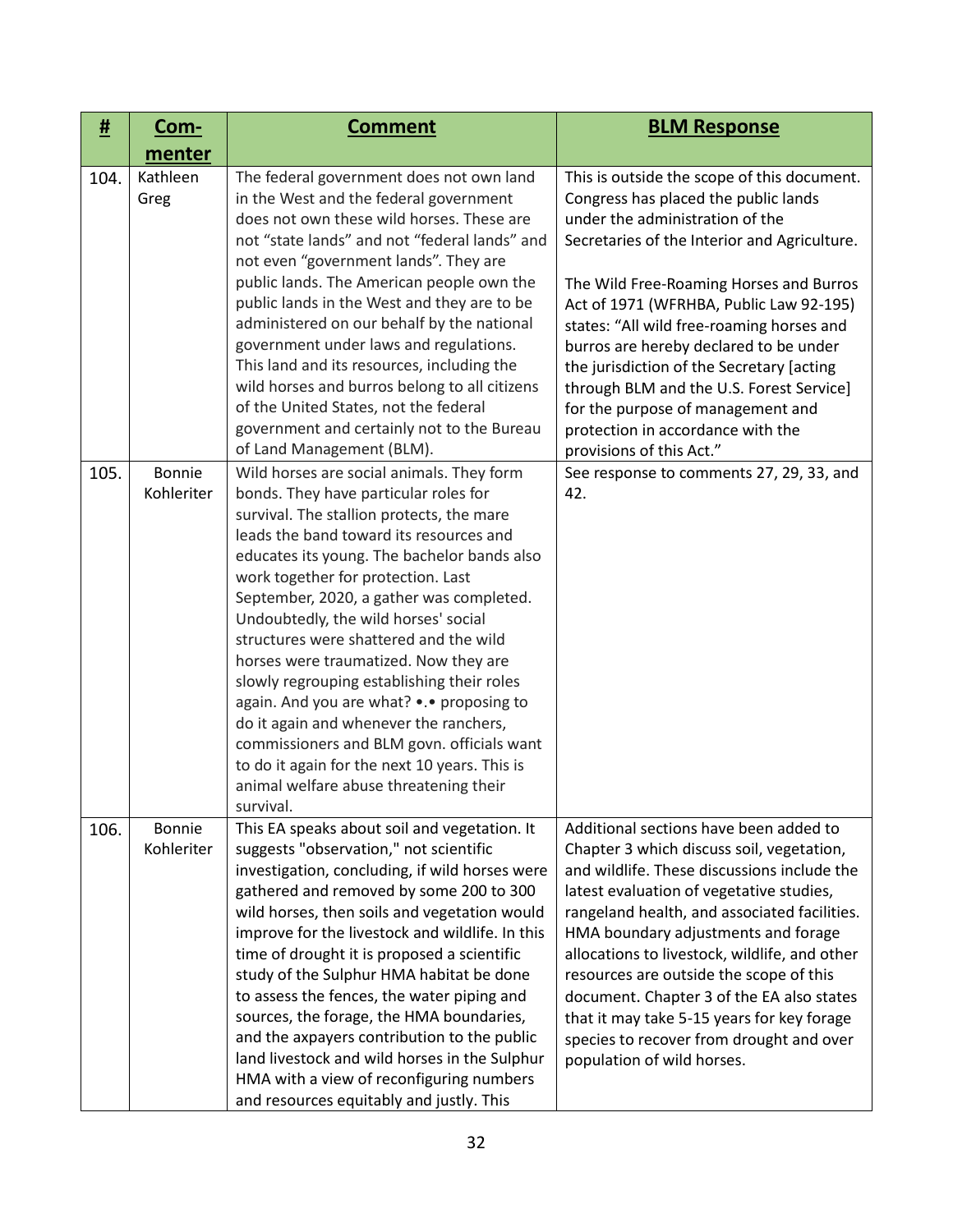| # | Commenter | Comment | BLM Response |
|---|---|---|---|
| 104. | Kathleen Greg | The federal government does not own land in the West and the federal government does not own these wild horses. These are not "state lands" and not "federal lands" and not even "government lands". They are public lands. The American people own the public lands in the West and they are to be administered on our behalf by the national government under laws and regulations. This land and its resources, including the wild horses and burros belong to all citizens of the United States, not the federal government and certainly not to the Bureau of Land Management (BLM). | This is outside the scope of this document. Congress has placed the public lands under the administration of the Secretaries of the Interior and Agriculture.<br><br>The Wild Free-Roaming Horses and Burros Act of 1971 (WFRHBA, Public Law 92-195) states: "All wild free-roaming horses and burros are hereby declared to be under the jurisdiction of the Secretary [acting through BLM and the U.S. Forest Service] for the purpose of management and protection in accordance with the provisions of this Act." |
| 105. | Bonnie Kohleriter | Wild horses are social animals. They form bonds. They have particular roles for survival. The stallion protects, the mare leads the band toward its resources and educates its young. The bachelor bands also work together for protection. Last September, 2020, a gather was completed. Undoubtedly, the wild horses' social structures were shattered and the wild horses were traumatized. Now they are slowly regrouping establishing their roles again. And you are what? •.• proposing to do it again and whenever the ranchers, commissioners and BLM govn. officials want to do it again for the next 10 years. This is animal welfare abuse threatening their survival. | See response to comments 27, 29, 33, and 42. |
| 106. | Bonnie Kohleriter | This EA speaks about soil and vegetation. It suggests "observation," not scientific investigation, concluding, if wild horses were gathered and removed by some 200 to 300 wild horses, then soils and vegetation would improve for the livestock and wildlife. In this time of drought it is proposed a scientific study of the Sulphur HMA habitat be done to assess the fences, the water piping and sources, the forage, the HMA boundaries, and the axpayers contribution to the public land livestock and wild horses in the Sulphur HMA with a view of reconfiguring numbers and resources equitably and justly. This | Additional sections have been added to Chapter 3 which discuss soil, vegetation, and wildlife. These discussions include the latest evaluation of vegetative studies, rangeland health, and associated facilities. HMA boundary adjustments and forage allocations to livestock, wildlife, and other resources are outside the scope of this document. Chapter 3 of the EA also states that it may take 5-15 years for key forage species to recover from drought and over population of wild horses. |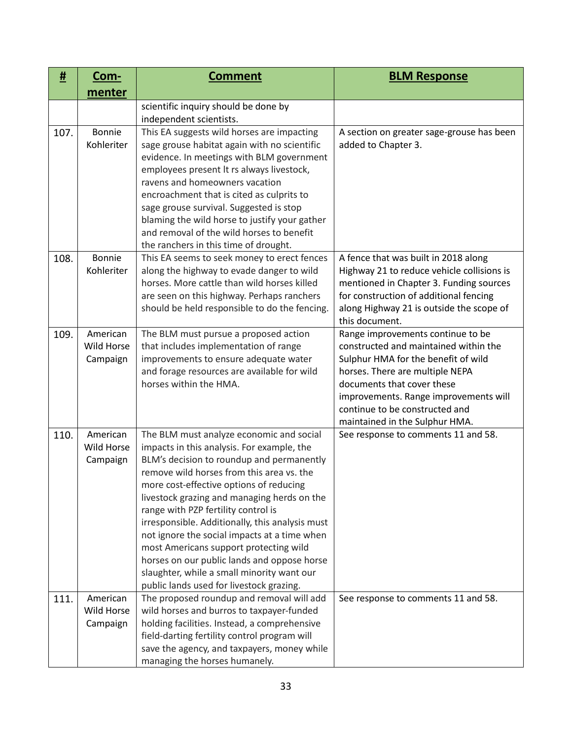| # | Com-menter | Comment | BLM Response |
|---|---|---|---|
| | | scientific inquiry should be done by independent scientists. | |
| 107. | Bonnie Kohleriter | This EA suggests wild horses are impacting sage grouse habitat again with no scientific evidence. In meetings with BLM government employees present lt rs always livestock, ravens and homeowners vacation encroachment that is cited as culprits to sage grouse survival. Suggested is stop blaming the wild horse to justify your gather and removal of the wild horses to benefit the ranchers in this time of drought. | A section on greater sage-grouse has been added to Chapter 3. |
| 108. | Bonnie Kohleriter | This EA seems to seek money to erect fences along the highway to evade danger to wild horses. More cattle than wild horses killed are seen on this highway. Perhaps ranchers should be held responsible to do the fencing. | A fence that was built in 2018 along Highway 21 to reduce vehicle collisions is mentioned in Chapter 3. Funding sources for construction of additional fencing along Highway 21 is outside the scope of this document. |
| 109. | American Wild Horse Campaign | The BLM must pursue a proposed action that includes implementation of range improvements to ensure adequate water and forage resources are available for wild horses within the HMA. | Range improvements continue to be constructed and maintained within the Sulphur HMA for the benefit of wild horses. There are multiple NEPA documents that cover these improvements. Range improvements will continue to be constructed and maintained in the Sulphur HMA. |
| 110. | American Wild Horse Campaign | The BLM must analyze economic and social impacts in this analysis. For example, the BLM's decision to roundup and permanently remove wild horses from this area vs. the more cost-effective options of reducing livestock grazing and managing herds on the range with PZP fertility control is irresponsible. Additionally, this analysis must not ignore the social impacts at a time when most Americans support protecting wild horses on our public lands and oppose horse slaughter, while a small minority want our public lands used for livestock grazing. | See response to comments 11 and 58. |
| 111. | American Wild Horse Campaign | The proposed roundup and removal will add wild horses and burros to taxpayer-funded holding facilities. Instead, a comprehensive field-darting fertility control program will save the agency, and taxpayers, money while managing the horses humanely. | See response to comments 11 and 58. |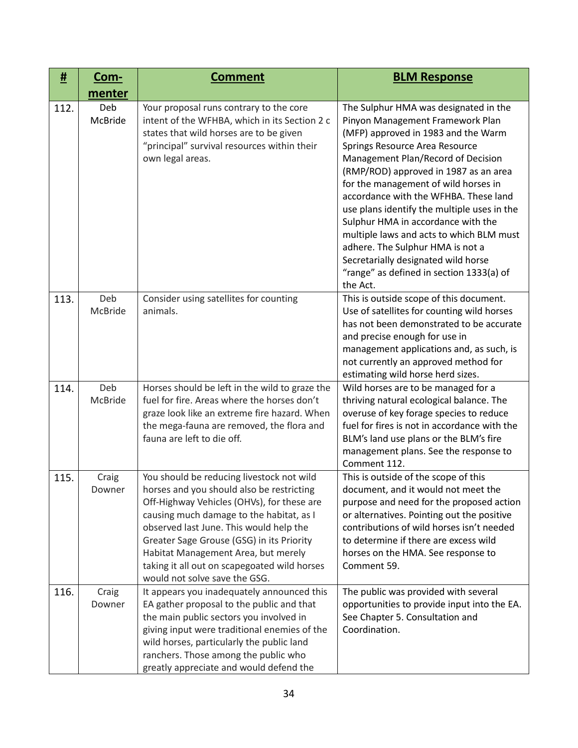| # | Commenter | Comment | BLM Response |
|---|---|---|---|
| 112. | Deb McBride | Your proposal runs contrary to the core intent of the WFHBA, which in its Section 2 c states that wild horses are to be given "principal" survival resources within their own legal areas. | The Sulphur HMA was designated in the Pinyon Management Framework Plan (MFP) approved in 1983 and the Warm Springs Resource Area Resource Management Plan/Record of Decision (RMP/ROD) approved in 1987 as an area for the management of wild horses in accordance with the WFHBA. These land use plans identify the multiple uses in the Sulphur HMA in accordance with the multiple laws and acts to which BLM must adhere. The Sulphur HMA is not a Secretarially designated wild horse "range" as defined in section 1333(a) of the Act. |
| 113. | Deb McBride | Consider using satellites for counting animals. | This is outside scope of this document. Use of satellites for counting wild horses has not been demonstrated to be accurate and precise enough for use in management applications and, as such, is not currently an approved method for estimating wild horse herd sizes. |
| 114. | Deb McBride | Horses should be left in the wild to graze the fuel for fire. Areas where the horses don't graze look like an extreme fire hazard. When the mega-fauna are removed, the flora and fauna are left to die off. | Wild horses are to be managed for a thriving natural ecological balance. The overuse of key forage species to reduce fuel for fires is not in accordance with the BLM's land use plans or the BLM's fire management plans. See the response to Comment 112. |
| 115. | Craig Downer | You should be reducing livestock not wild horses and you should also be restricting Off-Highway Vehicles (OHVs), for these are causing much damage to the habitat, as I observed last June. This would help the Greater Sage Grouse (GSG) in its Priority Habitat Management Area, but merely taking it all out on scapegoated wild horses would not solve save the GSG. | This is outside of the scope of this document, and it would not meet the purpose and need for the proposed action or alternatives. Pointing out the positive contributions of wild horses isn't needed to determine if there are excess wild horses on the HMA. See response to Comment 59. |
| 116. | Craig Downer | It appears you inadequately announced this EA gather proposal to the public and that the main public sectors you involved in giving input were traditional enemies of the wild horses, particularly the public land ranchers. Those among the public who greatly appreciate and would defend the | The public was provided with several opportunities to provide input into the EA. See Chapter 5. Consultation and Coordination. |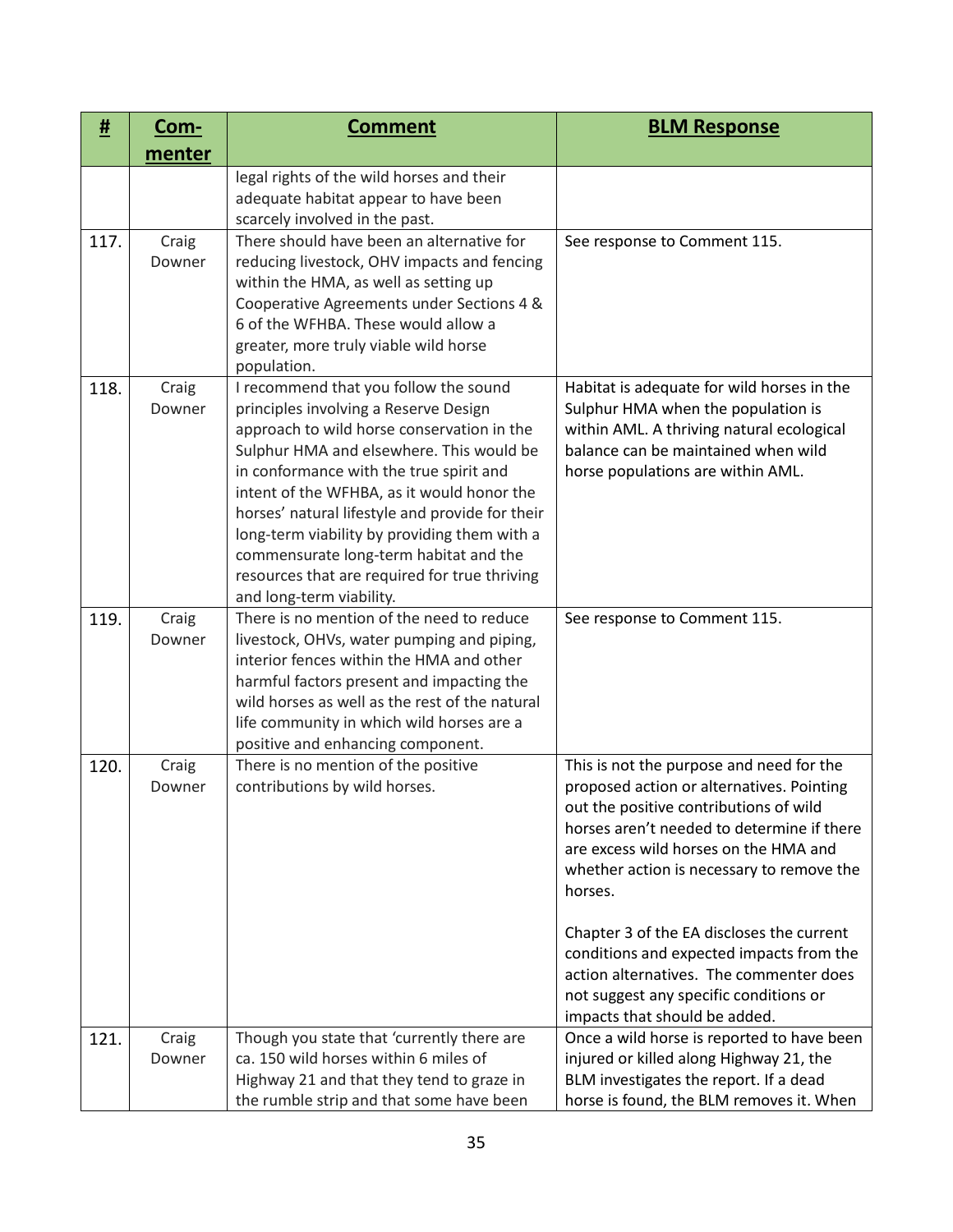| # | Com-menter | Comment | BLM Response |
|---|---|---|---|
| | | legal rights of the wild horses and their adequate habitat appear to have been scarcely involved in the past. | |
| 117. | Craig Downer | There should have been an alternative for reducing livestock, OHV impacts and fencing within the HMA, as well as setting up Cooperative Agreements under Sections 4 & 6 of the WFHBA. These would allow a greater, more truly viable wild horse population. | See response to Comment 115. |
| 118. | Craig Downer | I recommend that you follow the sound principles involving a Reserve Design approach to wild horse conservation in the Sulphur HMA and elsewhere. This would be in conformance with the true spirit and intent of the WFHBA, as it would honor the horses' natural lifestyle and provide for their long-term viability by providing them with a commensurate long-term habitat and the resources that are required for true thriving and long-term viability. | Habitat is adequate for wild horses in the Sulphur HMA when the population is within AML. A thriving natural ecological balance can be maintained when wild horse populations are within AML. |
| 119. | Craig Downer | There is no mention of the need to reduce livestock, OHVs, water pumping and piping, interior fences within the HMA and other harmful factors present and impacting the wild horses as well as the rest of the natural life community in which wild horses are a positive and enhancing component. | See response to Comment 115. |
| 120. | Craig Downer | There is no mention of the positive contributions by wild horses. | This is not the purpose and need for the proposed action or alternatives. Pointing out the positive contributions of wild horses aren't needed to determine if there are excess wild horses on the HMA and whether action is necessary to remove the horses.<br><br>Chapter 3 of the EA discloses the current conditions and expected impacts from the action alternatives. The commenter does not suggest any specific conditions or impacts that should be added. |
| 121. | Craig Downer | Though you state that 'currently there are ca. 150 wild horses within 6 miles of Highway 21 and that they tend to graze in the rumble strip and that some have been | Once a wild horse is reported to have been injured or killed along Highway 21, the BLM investigates the report. If a dead horse is found, the BLM removes it. When |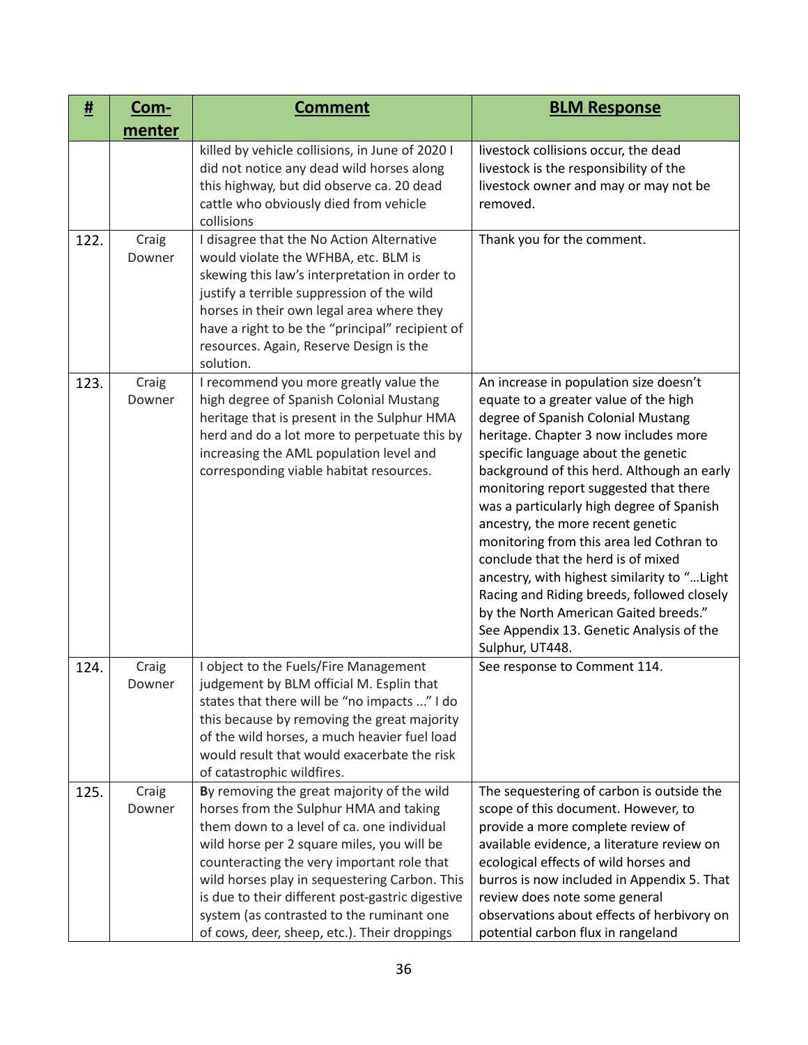| # | Com-menter | Comment | BLM Response |
|---|---|---|---|
| | | killed by vehicle collisions, in June of 2020 I did not notice any dead wild horses along this highway, but did observe ca. 20 dead cattle who obviously died from vehicle collisions | livestock collisions occur, the dead livestock is the responsibility of the livestock owner and may or may not be removed. |
| 122. | Craig Downer | I disagree that the No Action Alternative would violate the WFHBA, etc. BLM is skewing this law's interpretation in order to justify a terrible suppression of the wild horses in their own legal area where they have a right to be the "principal" recipient of resources. Again, Reserve Design is the solution. | Thank you for the comment. |
| 123. | Craig Downer | I recommend you more greatly value the high degree of Spanish Colonial Mustang heritage that is present in the Sulphur HMA herd and do a lot more to perpetuate this by increasing the AML population level and corresponding viable habitat resources. | An increase in population size doesn't equate to a greater value of the high degree of Spanish Colonial Mustang heritage. Chapter 3 now includes more specific language about the genetic background of this herd. Although an early monitoring report suggested that there was a particularly high degree of Spanish ancestry, the more recent genetic monitoring from this area led Cothran to conclude that the herd is of mixed ancestry, with highest similarity to "…Light Racing and Riding breeds, followed closely by the North American Gaited breeds." See Appendix 13. Genetic Analysis of the Sulphur, UT448. |
| 124. | Craig Downer | I object to the Fuels/Fire Management judgement by BLM official M. Esplin that states that there will be "no impacts ..." I do this because by removing the great majority of the wild horses, a much heavier fuel load would result that would exacerbate the risk of catastrophic wildfires. | See response to Comment 114. |
| 125. | Craig Downer | **B**y removing the great majority of the wild horses from the Sulphur HMA and taking them down to a level of ca. one individual wild horse per 2 square miles, you will be counteracting the very important role that wild horses play in sequestering Carbon. This is due to their different post-gastric digestive system (as contrasted to the ruminant one of cows, deer, sheep, etc.). Their droppings | The sequestering of carbon is outside the scope of this document. However, to provide a more complete review of available evidence, a literature review on ecological effects of wild horses and burros is now included in Appendix 5. That review does note some general observations about effects of herbivory on potential carbon flux in rangeland |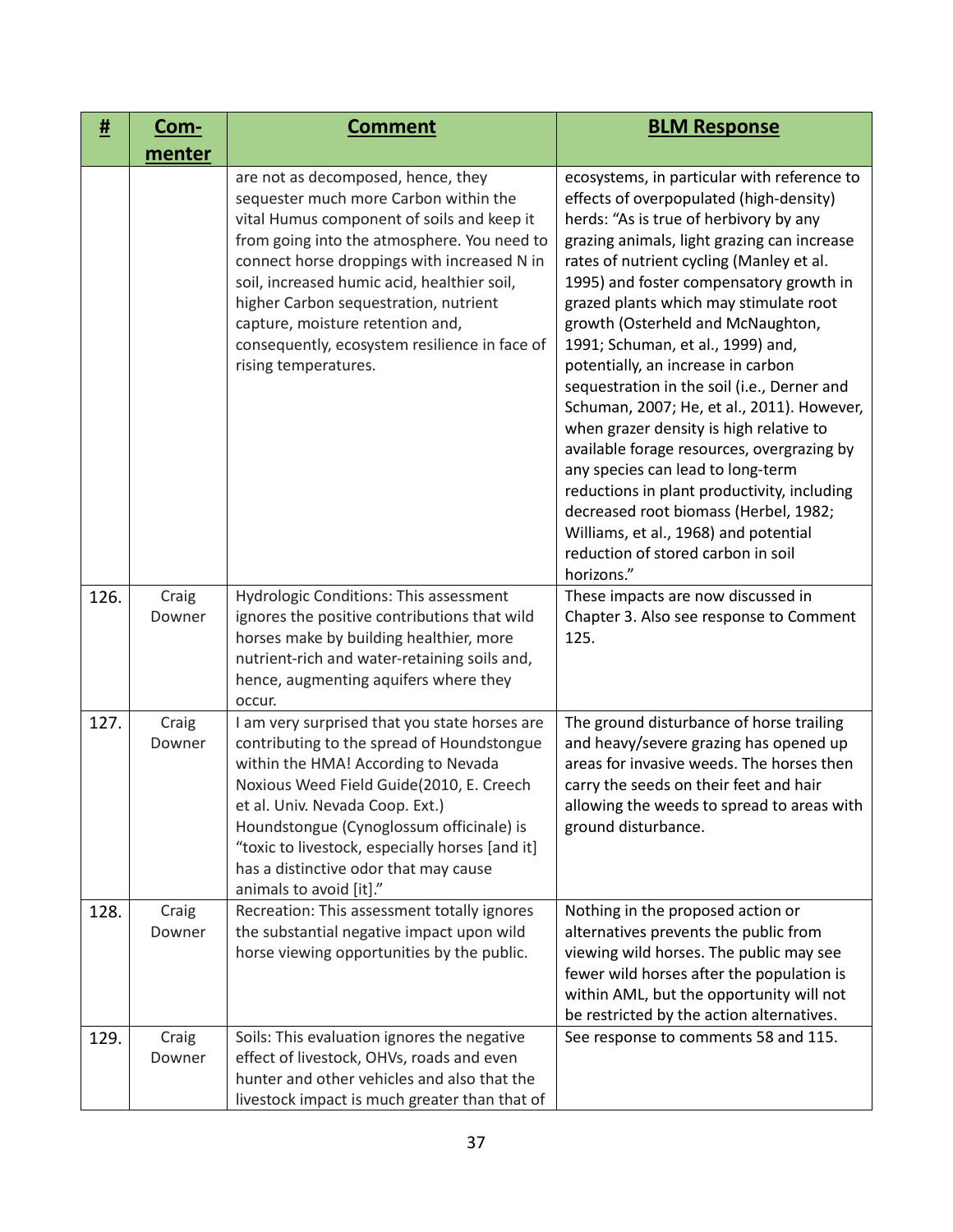| # | Com-menter | Comment | BLM Response |
|---|---|---|---|
| | | are not as decomposed, hence, they sequester much more Carbon within the vital Humus component of soils and keep it from going into the atmosphere. You need to connect horse droppings with increased N in soil, increased humic acid, healthier soil, higher Carbon sequestration, nutrient capture, moisture retention and, consequently, ecosystem resilience in face of rising temperatures. | ecosystems, in particular with reference to effects of overpopulated (high-density) herds: "As is true of herbivory by any grazing animals, light grazing can increase rates of nutrient cycling (Manley et al. 1995) and foster compensatory growth in grazed plants which may stimulate root growth (Osterheld and McNaughton, 1991; Schuman, et al., 1999) and, potentially, an increase in carbon sequestration in the soil (i.e., Derner and Schuman, 2007; He, et al., 2011). However, when grazer density is high relative to available forage resources, overgrazing by any species can lead to long-term reductions in plant productivity, including decreased root biomass (Herbel, 1982; Williams, et al., 1968) and potential reduction of stored carbon in soil horizons." |
| 126. | Craig Downer | Hydrologic Conditions: This assessment ignores the positive contributions that wild horses make by building healthier, more nutrient-rich and water-retaining soils and, hence, augmenting aquifers where they occur. | These impacts are now discussed in Chapter 3. Also see response to Comment 125. |
| 127. | Craig Downer | I am very surprised that you state horses are contributing to the spread of Houndstongue within the HMA! According to Nevada Noxious Weed Field Guide(2010, E. Creech et al. Univ. Nevada Coop. Ext.) Houndstongue (Cynoglossum officinale) is "toxic to livestock, especially horses [and it] has a distinctive odor that may cause animals to avoid [it]." | The ground disturbance of horse trailing and heavy/severe grazing has opened up areas for invasive weeds. The horses then carry the seeds on their feet and hair allowing the weeds to spread to areas with ground disturbance. |
| 128. | Craig Downer | Recreation: This assessment totally ignores the substantial negative impact upon wild horse viewing opportunities by the public. | Nothing in the proposed action or alternatives prevents the public from viewing wild horses. The public may see fewer wild horses after the population is within AML, but the opportunity will not be restricted by the action alternatives. |
| 129. | Craig Downer | Soils: This evaluation ignores the negative effect of livestock, OHVs, roads and even hunter and other vehicles and also that the livestock impact is much greater than that of | See response to comments 58 and 115. |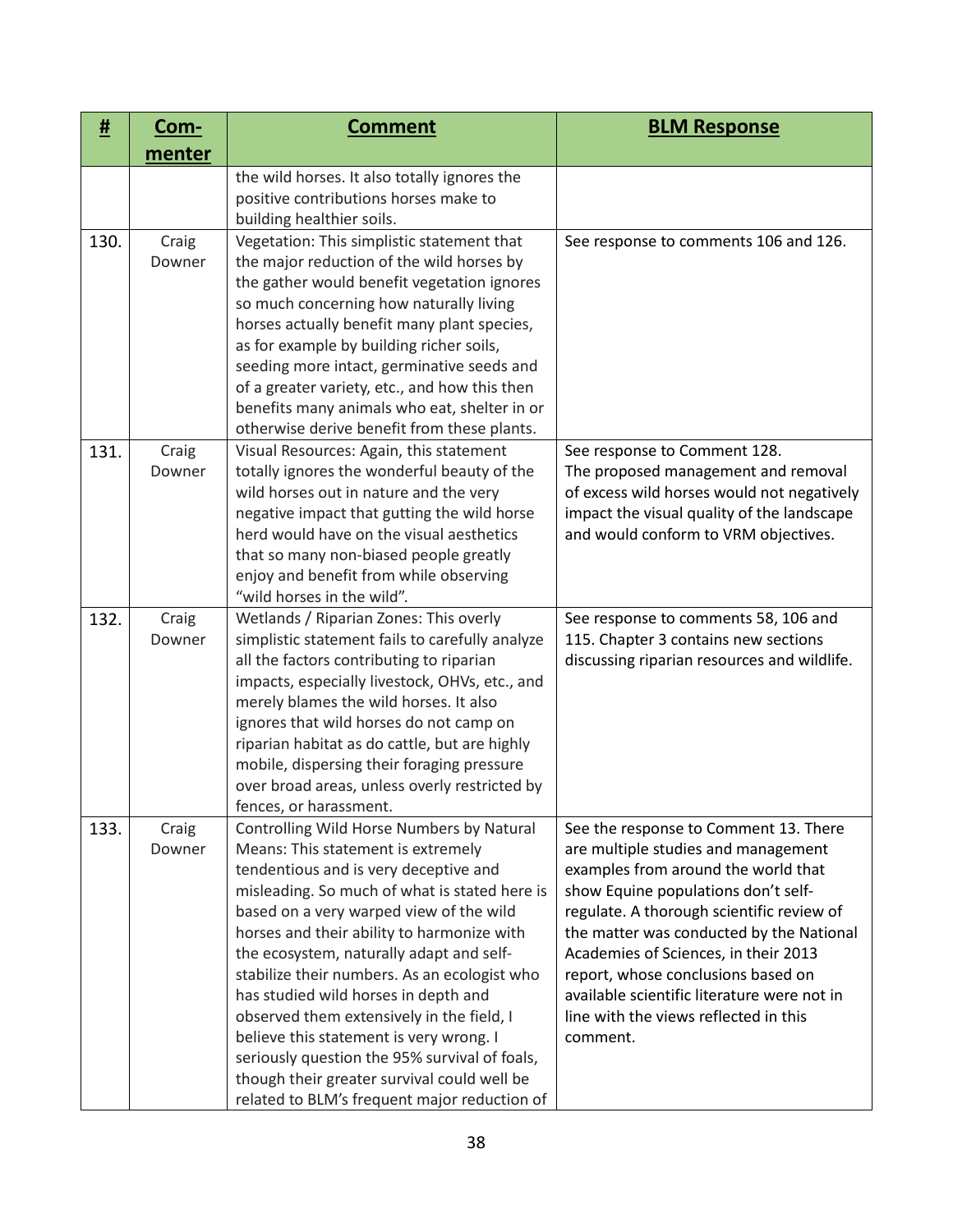| # | Com-menter | Comment | BLM Response |
|---|---|---|---|
| | | the wild horses. It also totally ignores the positive contributions horses make to building healthier soils. | |
| 130. | Craig Downer | Vegetation: This simplistic statement that the major reduction of the wild horses by the gather would benefit vegetation ignores so much concerning how naturally living horses actually benefit many plant species, as for example by building richer soils, seeding more intact, germinative seeds and of a greater variety, etc., and how this then benefits many animals who eat, shelter in or otherwise derive benefit from these plants. | See response to comments 106 and 126. |
| 131. | Craig Downer | Visual Resources: Again, this statement totally ignores the wonderful beauty of the wild horses out in nature and the very negative impact that gutting the wild horse herd would have on the visual aesthetics that so many non-biased people greatly enjoy and benefit from while observing "wild horses in the wild". | See response to Comment 128. The proposed management and removal of excess wild horses would not negatively impact the visual quality of the landscape and would conform to VRM objectives. |
| 132. | Craig Downer | Wetlands / Riparian Zones: This overly simplistic statement fails to carefully analyze all the factors contributing to riparian impacts, especially livestock, OHVs, etc., and merely blames the wild horses. It also ignores that wild horses do not camp on riparian habitat as do cattle, but are highly mobile, dispersing their foraging pressure over broad areas, unless overly restricted by fences, or harassment. | See response to comments 58, 106 and 115. Chapter 3 contains new sections discussing riparian resources and wildlife. |
| 133. | Craig Downer | Controlling Wild Horse Numbers by Natural Means: This statement is extremely tendentious and is very deceptive and misleading. So much of what is stated here is based on a very warped view of the wild horses and their ability to harmonize with the ecosystem, naturally adapt and self-stabilize their numbers. As an ecologist who has studied wild horses in depth and observed them extensively in the field, I believe this statement is very wrong. I seriously question the 95% survival of foals, though their greater survival could well be related to BLM's frequent major reduction of | See the response to Comment 13. There are multiple studies and management examples from around the world that show Equine populations don't self-regulate. A thorough scientific review of the matter was conducted by the National Academies of Sciences, in their 2013 report, whose conclusions based on available scientific literature were not in line with the views reflected in this comment. |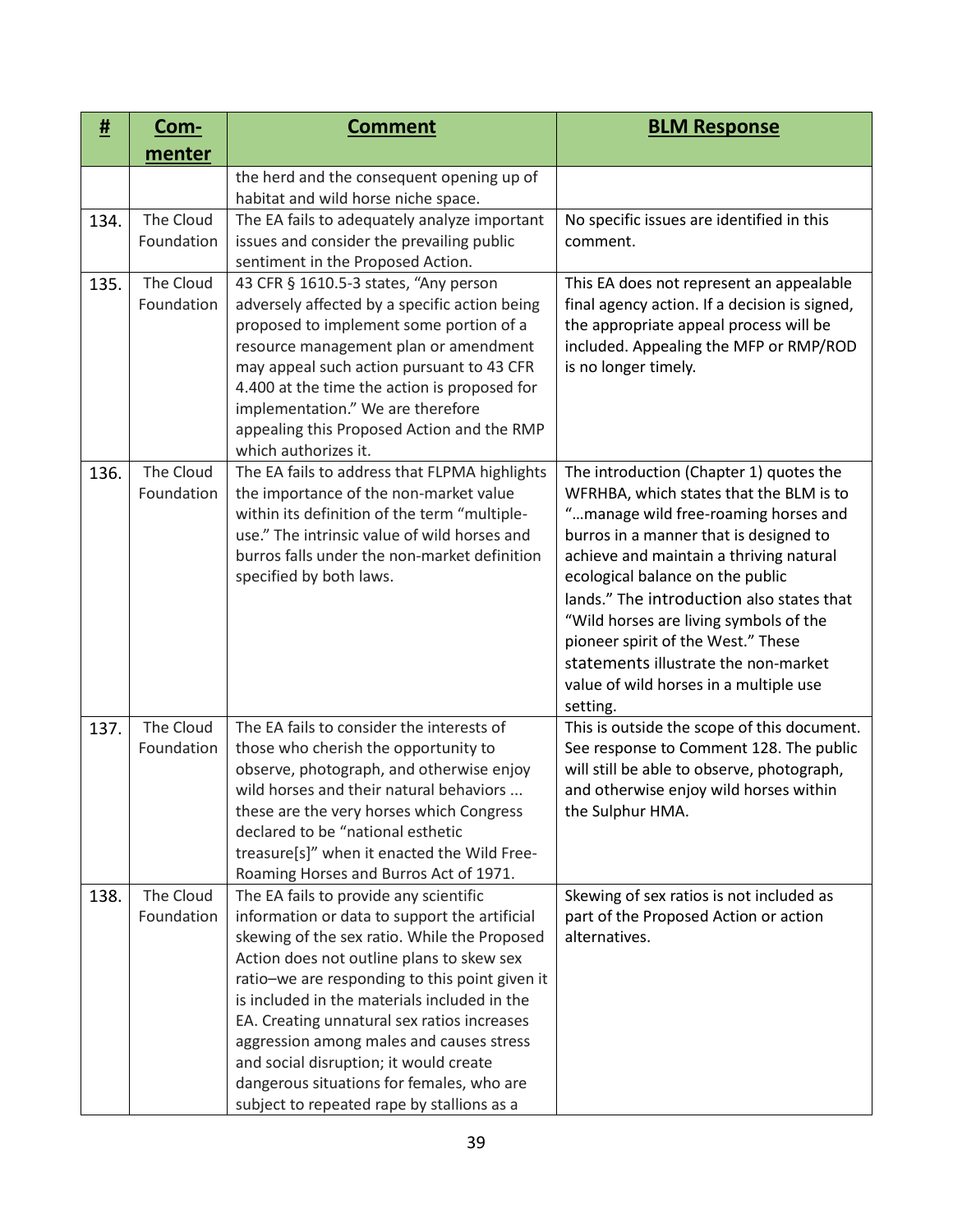| # | Com-menter | Comment | BLM Response |
|---|---|---|---|
| | | the herd and the consequent opening up of habitat and wild horse niche space. | |
| 134. | The Cloud Foundation | The EA fails to adequately analyze important issues and consider the prevailing public sentiment in the Proposed Action. | No specific issues are identified in this comment. |
| 135. | The Cloud Foundation | 43 CFR § 1610.5-3 states, "Any person adversely affected by a specific action being proposed to implement some portion of a resource management plan or amendment may appeal such action pursuant to 43 CFR 4.400 at the time the action is proposed for implementation." We are therefore appealing this Proposed Action and the RMP which authorizes it. | This EA does not represent an appealable final agency action. If a decision is signed, the appropriate appeal process will be included. Appealing the MFP or RMP/ROD is no longer timely. |
| 136. | The Cloud Foundation | The EA fails to address that FLPMA highlights the importance of the non-market value within its definition of the term "multiple-use." The intrinsic value of wild horses and burros falls under the non-market definition specified by both laws. | The introduction (Chapter 1) quotes the WFRHBA, which states that the BLM is to "…manage wild free-roaming horses and burros in a manner that is designed to achieve and maintain a thriving natural ecological balance on the public lands." The introduction also states that "Wild horses are living symbols of the pioneer spirit of the West." These statements illustrate the non-market value of wild horses in a multiple use setting. |
| 137. | The Cloud Foundation | The EA fails to consider the interests of those who cherish the opportunity to observe, photograph, and otherwise enjoy wild horses and their natural behaviors ... these are the very horses which Congress declared to be "national esthetic treasure[s]" when it enacted the Wild Free-Roaming Horses and Burros Act of 1971. | This is outside the scope of this document. See response to Comment 128. The public will still be able to observe, photograph, and otherwise enjoy wild horses within the Sulphur HMA. |
| 138. | The Cloud Foundation | The EA fails to provide any scientific information or data to support the artificial skewing of the sex ratio. While the Proposed Action does not outline plans to skew sex ratio–we are responding to this point given it is included in the materials included in the EA. Creating unnatural sex ratios increases aggression among males and causes stress and social disruption; it would create dangerous situations for females, who are subject to repeated rape by stallions as a | Skewing of sex ratios is not included as part of the Proposed Action or action alternatives. |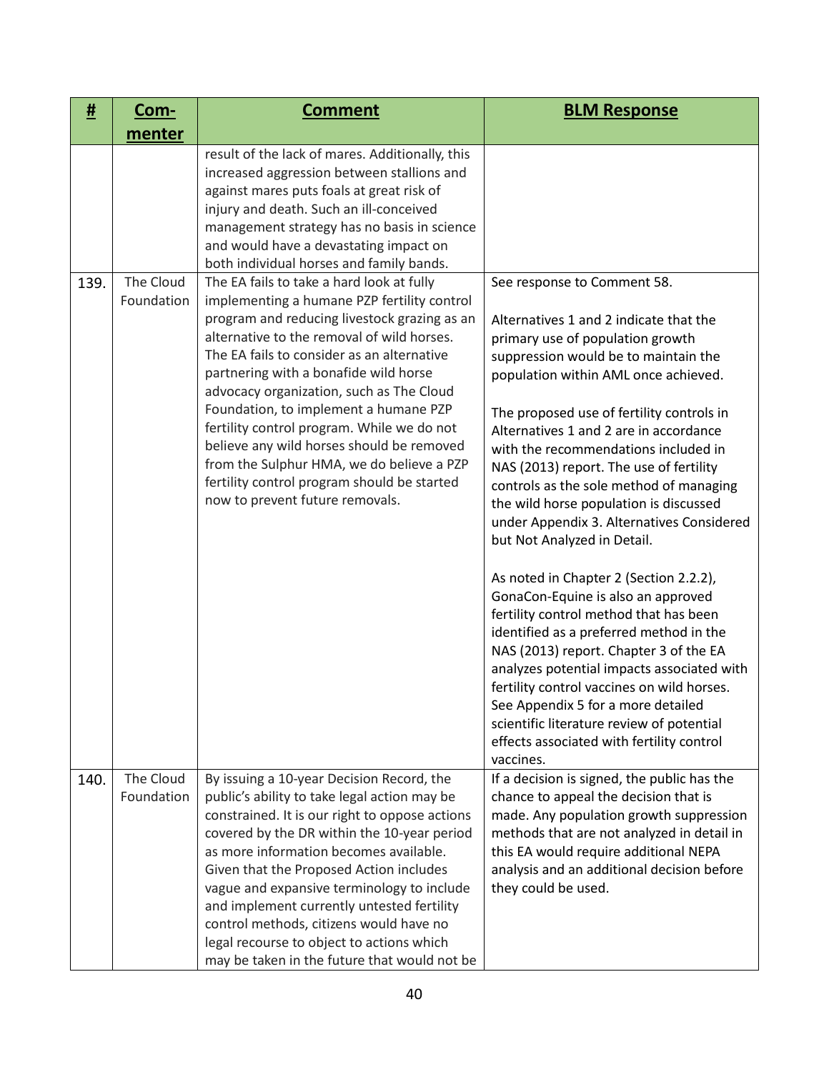| # | Com-menter | Comment | BLM Response |
|---|---|---|---|
| | | result of the lack of mares. Additionally, this increased aggression between stallions and against mares puts foals at great risk of injury and death. Such an ill-conceived management strategy has no basis in science and would have a devastating impact on both individual horses and family bands. | |
| 139. | The Cloud Foundation | The EA fails to take a hard look at fully implementing a humane PZP fertility control program and reducing livestock grazing as an alternative to the removal of wild horses. The EA fails to consider as an alternative partnering with a bonafide wild horse advocacy organization, such as The Cloud Foundation, to implement a humane PZP fertility control program. While we do not believe any wild horses should be removed from the Sulphur HMA, we do believe a PZP fertility control program should be started now to prevent future removals. | See response to Comment 58.<br><br>Alternatives 1 and 2 indicate that the primary use of population growth suppression would be to maintain the population within AML once achieved.<br><br>The proposed use of fertility controls in Alternatives 1 and 2 are in accordance with the recommendations included in NAS (2013) report. The use of fertility controls as the sole method of managing the wild horse population is discussed under Appendix 3. Alternatives Considered but Not Analyzed in Detail.<br><br>As noted in Chapter 2 (Section 2.2.2), GonaCon-Equine is also an approved fertility control method that has been identified as a preferred method in the NAS (2013) report. Chapter 3 of the EA analyzes potential impacts associated with fertility control vaccines on wild horses. See Appendix 5 for a more detailed scientific literature review of potential effects associated with fertility control vaccines. |
| 140. | The Cloud Foundation | By issuing a 10-year Decision Record, the public's ability to take legal action may be constrained. It is our right to oppose actions covered by the DR within the 10-year period as more information becomes available. Given that the Proposed Action includes vague and expansive terminology to include and implement currently untested fertility control methods, citizens would have no legal recourse to object to actions which may be taken in the future that would not be | If a decision is signed, the public has the chance to appeal the decision that is made. Any population growth suppression methods that are not analyzed in detail in this EA would require additional NEPA analysis and an additional decision before they could be used. |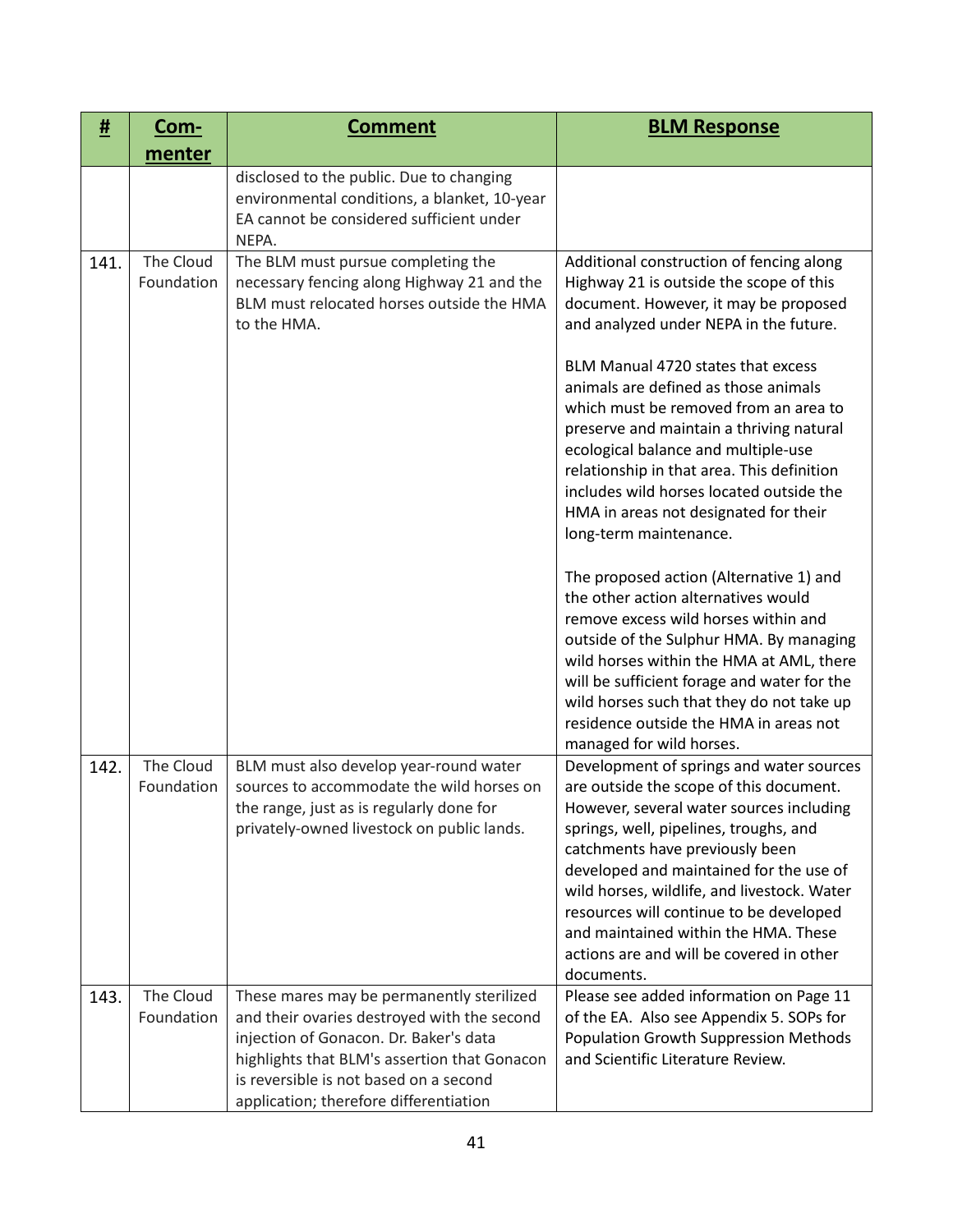| # | Commenter | Comment | BLM Response |
|---|---|---|---|
| | | disclosed to the public. Due to changing environmental conditions, a blanket, 10-year EA cannot be considered sufficient under NEPA. | |
| 141. | The Cloud Foundation | The BLM must pursue completing the necessary fencing along Highway 21 and the BLM must relocated horses outside the HMA to the HMA. | Additional construction of fencing along Highway 21 is outside the scope of this document. However, it may be proposed and analyzed under NEPA in the future.<br><br>BLM Manual 4720 states that excess animals are defined as those animals which must be removed from an area to preserve and maintain a thriving natural ecological balance and multiple-use relationship in that area. This definition includes wild horses located outside the HMA in areas not designated for their long-term maintenance.<br><br>The proposed action (Alternative 1) and the other action alternatives would remove excess wild horses within and outside of the Sulphur HMA. By managing wild horses within the HMA at AML, there will be sufficient forage and water for the wild horses such that they do not take up residence outside the HMA in areas not managed for wild horses. |
| 142. | The Cloud Foundation | BLM must also develop year-round water sources to accommodate the wild horses on the range, just as is regularly done for privately-owned livestock on public lands. | Development of springs and water sources are outside the scope of this document. However, several water sources including springs, well, pipelines, troughs, and catchments have previously been developed and maintained for the use of wild horses, wildlife, and livestock. Water resources will continue to be developed and maintained within the HMA. These actions are and will be covered in other documents. |
| 143. | The Cloud Foundation | These mares may be permanently sterilized and their ovaries destroyed with the second injection of Gonacon. Dr. Baker's data highlights that BLM's assertion that Gonacon is reversible is not based on a second application; therefore differentiation | Please see added information on Page 11 of the EA. Also see Appendix 5. SOPs for Population Growth Suppression Methods and Scientific Literature Review. |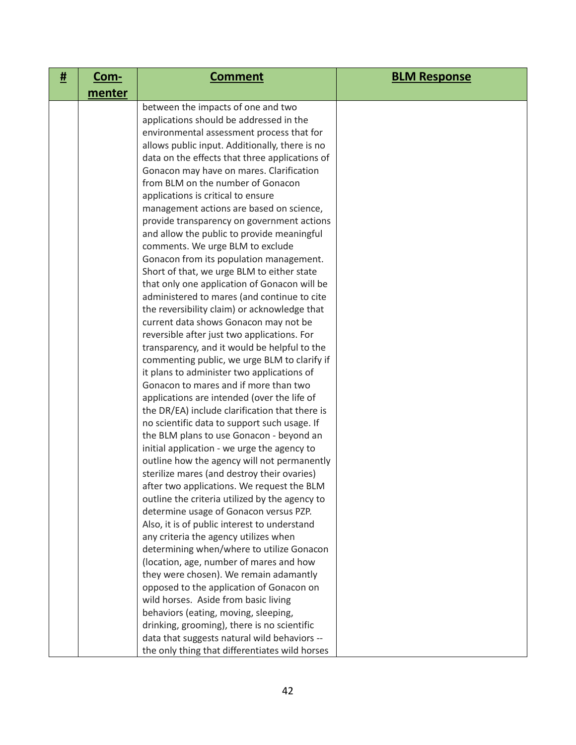| # | Com-menter | Comment | BLM Response |
|---|---|---|---|
| | | between the impacts of one and two applications should be addressed in the environmental assessment process that for allows public input. Additionally, there is no data on the effects that three applications of Gonacon may have on mares. Clarification from BLM on the number of Gonacon applications is critical to ensure management actions are based on science, provide transparency on government actions and allow the public to provide meaningful comments. We urge BLM to exclude Gonacon from its population management. Short of that, we urge BLM to either state that only one application of Gonacon will be administered to mares (and continue to cite the reversibility claim) or acknowledge that current data shows Gonacon may not be reversible after just two applications. For transparency, and it would be helpful to the commenting public, we urge BLM to clarify if it plans to administer two applications of Gonacon to mares and if more than two applications are intended (over the life of the DR/EA) include clarification that there is no scientific data to support such usage. If the BLM plans to use Gonacon - beyond an initial application - we urge the agency to outline how the agency will not permanently sterilize mares (and destroy their ovaries) after two applications. We request the BLM outline the criteria utilized by the agency to determine usage of Gonacon versus PZP. Also, it is of public interest to understand any criteria the agency utilizes when determining when/where to utilize Gonacon (location, age, number of mares and how they were chosen). We remain adamantly opposed to the application of Gonacon on wild horses. Aside from basic living behaviors (eating, moving, sleeping, drinking, grooming), there is no scientific data that suggests natural wild behaviors -- the only thing that differentiates wild horses | |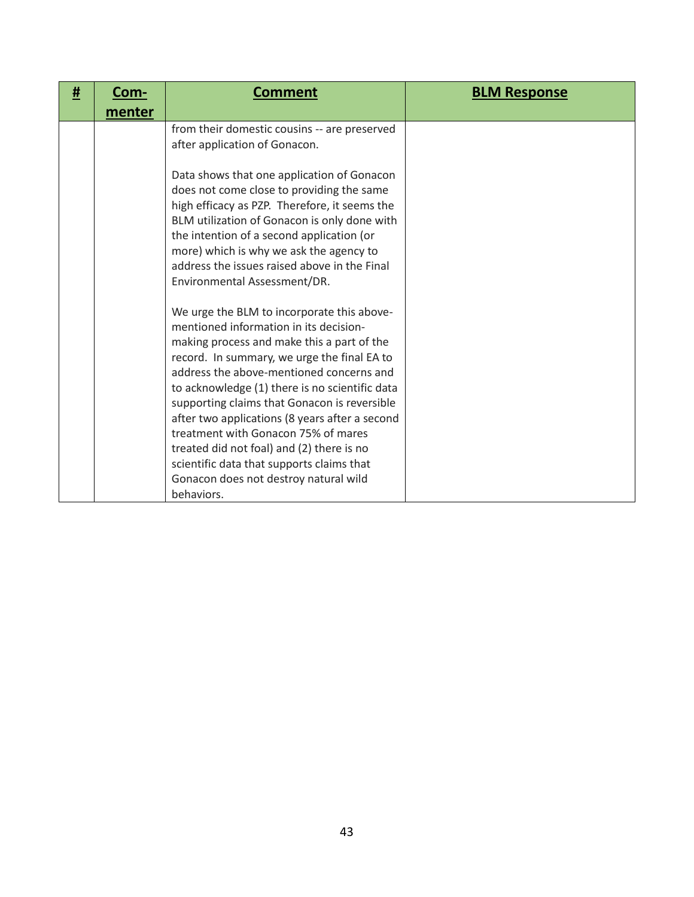| # | Com-menter | Comment | BLM Response |
|---|---|---|---|
| | | from their domestic cousins -- are preserved after application of Gonacon.<br><br>Data shows that one application of Gonacon does not come close to providing the same high efficacy as PZP. Therefore, it seems the BLM utilization of Gonacon is only done with the intention of a second application (or more) which is why we ask the agency to address the issues raised above in the Final Environmental Assessment/DR.<br><br>We urge the BLM to incorporate this above-mentioned information in its decision-making process and make this a part of the record. In summary, we urge the final EA to address the above-mentioned concerns and to acknowledge (1) there is no scientific data supporting claims that Gonacon is reversible after two applications (8 years after a second treatment with Gonacon 75% of mares treated did not foal) and (2) there is no scientific data that supports claims that Gonacon does not destroy natural wild behaviors. | |